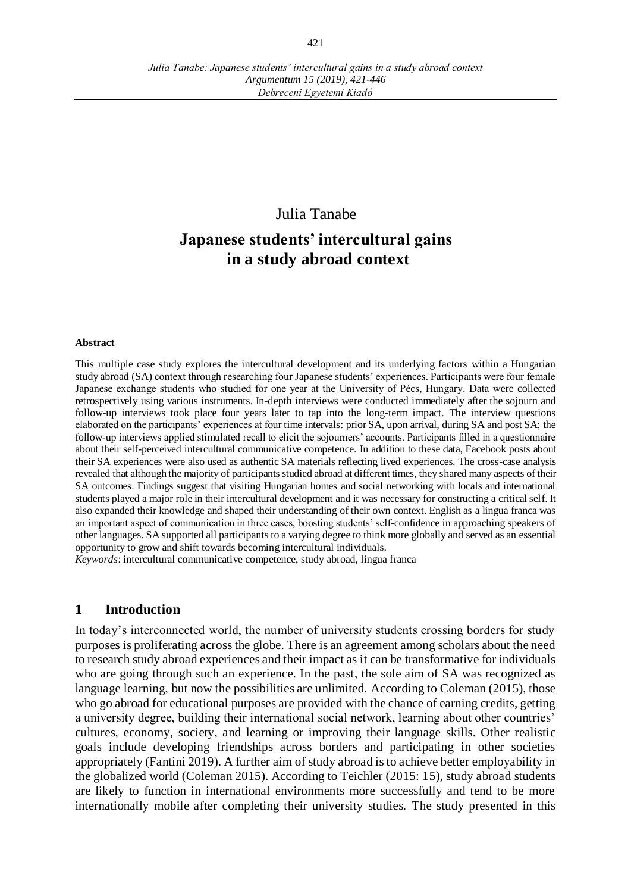Julia Tanabe

# Japanese students' intercultural gains in a study abroad context

**Abstract**

This multiple case study explores the intercultural development and its underlying factors within a Hungarian study abroad (SA) context through researching four Japanese students' experiences. Participants were four female Japanese exchange students who studied for one year at the University of Pécs, Hungary. Data were collected retrospectively using various instruments. In-depth interviews were conducted immediately after the sojourn and follow-up interviews took place four years later to tap into the long-term impact. The interview questions elaborated on the participants' experiences at four time intervals: prior SA, upon arrival, during SA and post SA; the follow-up interviews applied stimulated recall to elicit the sojourners' accounts. Participants filled in a questionnaire about their self-perceived intercultural communicative competence. In addition to these data, Facebook posts about their SA experiences were also used as authentic SA materials reflecting lived experiences. The cross-case analysis revealed that although the majority of participants studied abroad at different times, they shared many aspects of their SA outcomes. Findings suggest that visiting Hungarian homes and social networking with locals and international students played a major role in their intercultural development and it was necessary for constructing a critical self. It also expanded their knowledge and shaped their understanding of their own context. English as a lingua franca was an important aspect of communication in three cases, boosting students' self-confidence in approaching speakers of other languages. SA supported all participants to a varying degree to think more globally and served as an essential opportunity to grow and shift towards becoming intercultural individuals.

*Keywords*: intercultural communicative competence, study abroad, lingua franca

## 1 Introduction

In today's interconnected world, the number of university students crossing borders for study purposes is proliferating across the globe. There is an agreement among scholars about the need to research study abroad experiences and their impact as it can be transformative for individuals who are going through such an experience. In the past, the sole aim of SA was recognized as language learning, but now the possibilities are unlimited. According to Coleman (2015), those who go abroad for educational purposes are provided with the chance of earning credits, getting a university degree, building their international social network, learning about other countries' cultures, economy, society, and learning or improving their language skills. Other realistic goals include developing friendships across borders and participating in other societies appropriately (Fantini 2019). A further aim of study abroad is to achieve better employability in the globalized world (Coleman 2015). According to Teichler (2015: 15), study abroad students are likely to function in international environments more successfully and tend to be more internationally mobile after completing their university studies. The study presented in this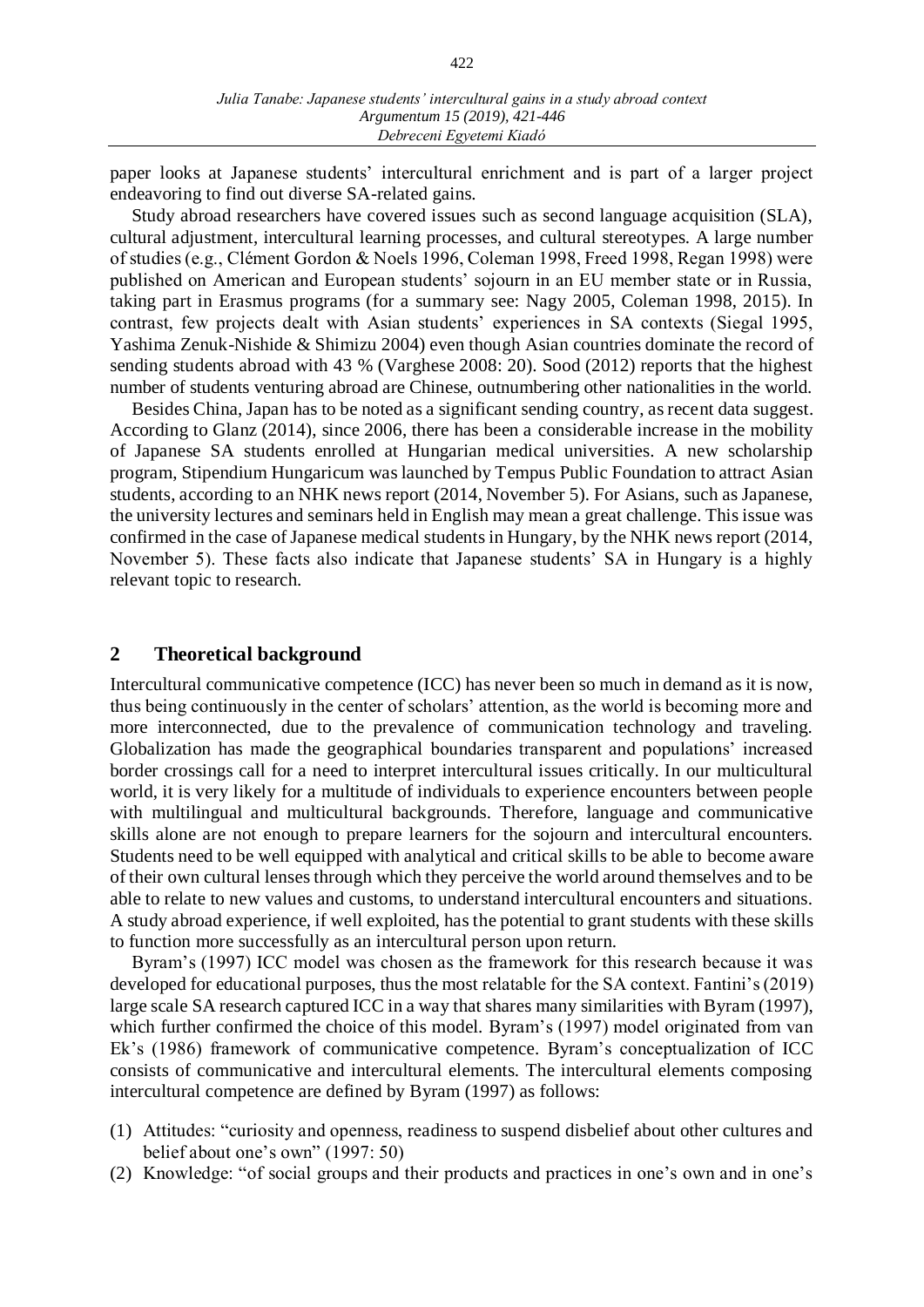paper looks at Japanese students' intercultural enrichment and is part of a larger project endeavoring to find out diverse SA-related gains.

Study abroad researchers have covered issues such as second language acquisition (SLA), cultural adjustment, intercultural learning processes, and cultural stereotypes. A large number of studies (e.g., Clément Gordon & Noels 1996, Coleman 1998, Freed 1998, Regan 1998) were published on American and European students' sojourn in an EU member state or in Russia, taking part in Erasmus programs (for a summary see: Nagy 2005, Coleman 1998, 2015). In contrast, few projects dealt with Asian students' experiences in SA contexts (Siegal 1995, Yashima Zenuk-Nishide & Shimizu 2004) even though Asian countries dominate the record of sending students abroad with 43 % (Varghese 2008: 20). Sood (2012) reports that the highest number of students venturing abroad are Chinese, outnumbering other nationalities in the world.

Besides China, Japan has to be noted as a significant sending country, as recent data suggest. According to Glanz (2014), since 2006, there has been a considerable increase in the mobility of Japanese SA students enrolled at Hungarian medical universities. A new scholarship program, Stipendium Hungaricum was launched by Tempus Public Foundation to attract Asian students, according to an NHK news report (2014, November 5). For Asians, such as Japanese, the university lectures and seminars held in English may mean a great challenge. This issue was confirmed in the case of Japanese medical students in Hungary, by the NHK news report (2014, November 5). These facts also indicate that Japanese students' SA in Hungary is a highly relevant topic to research.

## 2 Theoretical background

Intercultural communicative competence (ICC) has never been so much in demand as it is now, thus being continuously in the center of scholars' attention, as the world is becoming more and more interconnected, due to the prevalence of communication technology and traveling. Globalization has made the geographical boundaries transparent and populations' increased border crossings call for a need to interpret intercultural issues critically. In our multicultural world, it is very likely for a multitude of individuals to experience encounters between people with multilingual and multicultural backgrounds. Therefore, language and communicative skills alone are not enough to prepare learners for the sojourn and intercultural encounters. Students need to be well equipped with analytical and critical skills to be able to become aware of their own cultural lenses through which they perceive the world around themselves and to be able to relate to new values and customs, to understand intercultural encounters and situations. A study abroad experience, if well exploited, has the potential to grant students with these skills to function more successfully as an intercultural person upon return.

Byram's (1997) ICC model was chosen as the framework for this research because it was developed for educational purposes, thus the most relatable for the SA context. Fantini's (2019) large scale SA research captured ICC in a way that shares many similarities with Byram (1997), which further confirmed the choice of this model. Byram's (1997) model originated from van Ek's (1986) framework of communicative competence. Byram's conceptualization of ICC consists of communicative and intercultural elements. The intercultural elements composing intercultural competence are defined by Byram (1997) as follows:

(1) Attitudes: "curiosity and openness, readiness to suspend disbelief about other cultures and belief about one's own" (1997: 50)
(2) Knowledge: "of social groups and their products and practices in one's own and in one's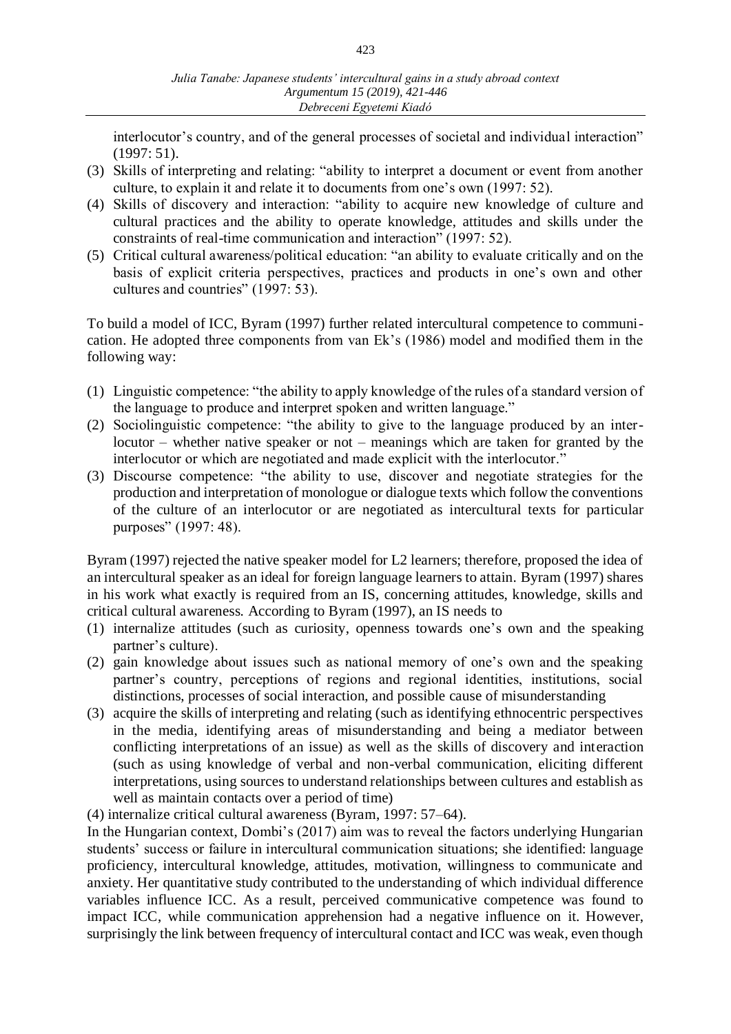interlocutor's country, and of the general processes of societal and individual interaction" (1997: 51).

(3) Skills of interpreting and relating: "ability to interpret a document or event from another culture, to explain it and relate it to documents from one's own (1997: 52).
(4) Skills of discovery and interaction: "ability to acquire new knowledge of culture and cultural practices and the ability to operate knowledge, attitudes and skills under the constraints of real-time communication and interaction" (1997: 52).
(5) Critical cultural awareness/political education: "an ability to evaluate critically and on the basis of explicit criteria perspectives, practices and products in one's own and other cultures and countries" (1997: 53).

To build a model of ICC, Byram (1997) further related intercultural competence to communication. He adopted three components from van Ek's (1986) model and modified them in the following way:

(1) Linguistic competence: "the ability to apply knowledge of the rules of a standard version of the language to produce and interpret spoken and written language."
(2) Sociolinguistic competence: "the ability to give to the language produced by an interlocutor – whether native speaker or not – meanings which are taken for granted by the interlocutor or which are negotiated and made explicit with the interlocutor."
(3) Discourse competence: "the ability to use, discover and negotiate strategies for the production and interpretation of monologue or dialogue texts which follow the conventions of the culture of an interlocutor or are negotiated as intercultural texts for particular purposes" (1997: 48).

Byram (1997) rejected the native speaker model for L2 learners; therefore, proposed the idea of an intercultural speaker as an ideal for foreign language learners to attain. Byram (1997) shares in his work what exactly is required from an IS, concerning attitudes, knowledge, skills and critical cultural awareness. According to Byram (1997), an IS needs to

(1) internalize attitudes (such as curiosity, openness towards one's own and the speaking partner's culture).
(2) gain knowledge about issues such as national memory of one's own and the speaking partner's country, perceptions of regions and regional identities, institutions, social distinctions, processes of social interaction, and possible cause of misunderstanding
(3) acquire the skills of interpreting and relating (such as identifying ethnocentric perspectives in the media, identifying areas of misunderstanding and being a mediator between conflicting interpretations of an issue) as well as the skills of discovery and interaction (such as using knowledge of verbal and non-verbal communication, eliciting different interpretations, using sources to understand relationships between cultures and establish as well as maintain contacts over a period of time)
(4) internalize critical cultural awareness (Byram, 1997: 57–64).

In the Hungarian context, Dombi's (2017) aim was to reveal the factors underlying Hungarian students' success or failure in intercultural communication situations; she identified: language proficiency, intercultural knowledge, attitudes, motivation, willingness to communicate and anxiety. Her quantitative study contributed to the understanding of which individual difference variables influence ICC. As a result, perceived communicative competence was found to impact ICC, while communication apprehension had a negative influence on it. However, surprisingly the link between frequency of intercultural contact and ICC was weak, even though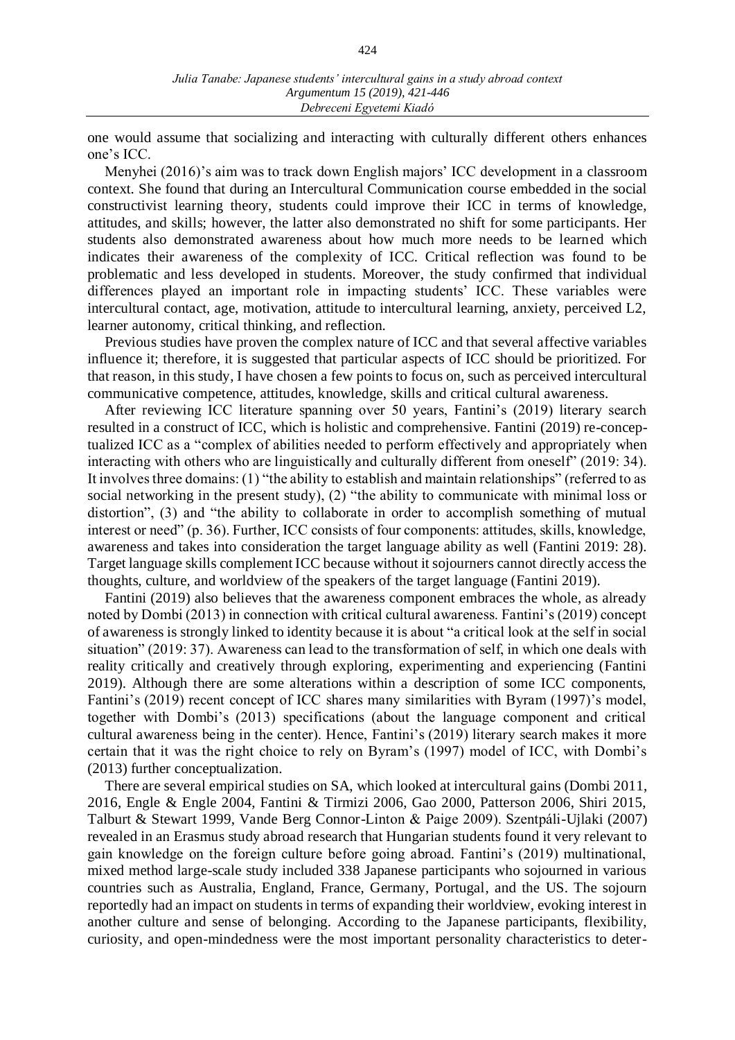one would assume that socializing and interacting with culturally different others enhances one's ICC.

Menyhei (2016)'s aim was to track down English majors' ICC development in a classroom context. She found that during an Intercultural Communication course embedded in the social constructivist learning theory, students could improve their ICC in terms of knowledge, attitudes, and skills; however, the latter also demonstrated no shift for some participants. Her students also demonstrated awareness about how much more needs to be learned which indicates their awareness of the complexity of ICC. Critical reflection was found to be problematic and less developed in students. Moreover, the study confirmed that individual differences played an important role in impacting students' ICC. These variables were intercultural contact, age, motivation, attitude to intercultural learning, anxiety, perceived L2, learner autonomy, critical thinking, and reflection.

Previous studies have proven the complex nature of ICC and that several affective variables influence it; therefore, it is suggested that particular aspects of ICC should be prioritized. For that reason, in this study, I have chosen a few points to focus on, such as perceived intercultural communicative competence, attitudes, knowledge, skills and critical cultural awareness.

After reviewing ICC literature spanning over 50 years, Fantini's (2019) literary search resulted in a construct of ICC, which is holistic and comprehensive. Fantini (2019) re-conceptualized ICC as a "complex of abilities needed to perform effectively and appropriately when interacting with others who are linguistically and culturally different from oneself" (2019: 34). It involves three domains: (1) "the ability to establish and maintain relationships" (referred to as social networking in the present study), (2) "the ability to communicate with minimal loss or distortion", (3) and "the ability to collaborate in order to accomplish something of mutual interest or need" (p. 36). Further, ICC consists of four components: attitudes, skills, knowledge, awareness and takes into consideration the target language ability as well (Fantini 2019: 28). Target language skills complement ICC because without it sojourners cannot directly access the thoughts, culture, and worldview of the speakers of the target language (Fantini 2019).

Fantini (2019) also believes that the awareness component embraces the whole, as already noted by Dombi (2013) in connection with critical cultural awareness. Fantini's (2019) concept of awareness is strongly linked to identity because it is about "a critical look at the self in social situation" (2019: 37). Awareness can lead to the transformation of self, in which one deals with reality critically and creatively through exploring, experimenting and experiencing (Fantini 2019). Although there are some alterations within a description of some ICC components, Fantini's (2019) recent concept of ICC shares many similarities with Byram (1997)'s model, together with Dombi's (2013) specifications (about the language component and critical cultural awareness being in the center). Hence, Fantini's (2019) literary search makes it more certain that it was the right choice to rely on Byram's (1997) model of ICC, with Dombi's (2013) further conceptualization.

There are several empirical studies on SA, which looked at intercultural gains (Dombi 2011, 2016, Engle & Engle 2004, Fantini & Tirmizi 2006, Gao 2000, Patterson 2006, Shiri 2015, Talburt & Stewart 1999, Vande Berg Connor-Linton & Paige 2009). Szentpáli-Ujlaki (2007) revealed in an Erasmus study abroad research that Hungarian students found it very relevant to gain knowledge on the foreign culture before going abroad. Fantini's (2019) multinational, mixed method large-scale study included 338 Japanese participants who sojourned in various countries such as Australia, England, France, Germany, Portugal, and the US. The sojourn reportedly had an impact on students in terms of expanding their worldview, evoking interest in another culture and sense of belonging. According to the Japanese participants, flexibility, curiosity, and open-mindedness were the most important personality characteristics to deter-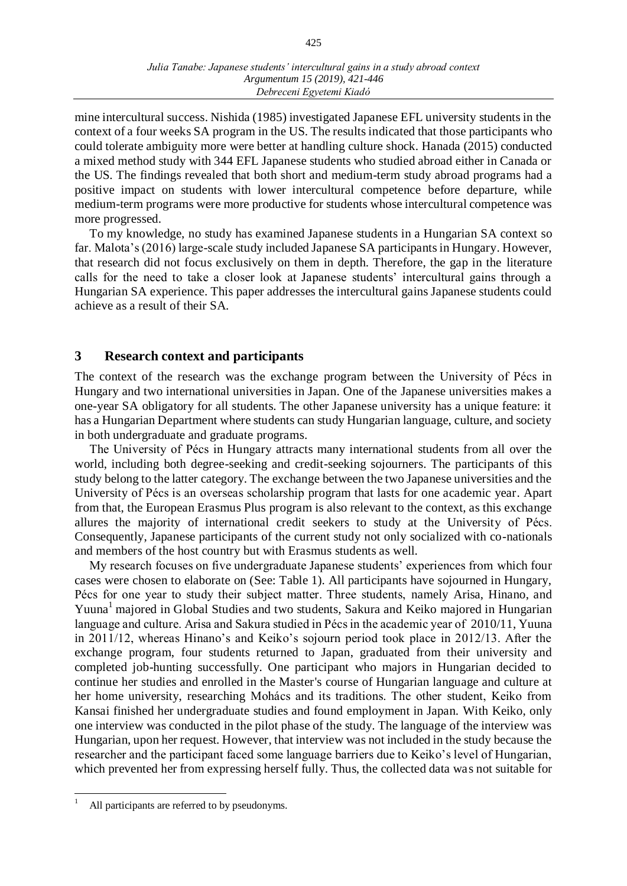mine intercultural success. Nishida (1985) investigated Japanese EFL university students in the context of a four weeks SA program in the US. The results indicated that those participants who could tolerate ambiguity more were better at handling culture shock. Hanada (2015) conducted a mixed method study with 344 EFL Japanese students who studied abroad either in Canada or the US. The findings revealed that both short and medium-term study abroad programs had a positive impact on students with lower intercultural competence before departure, while medium-term programs were more productive for students whose intercultural competence was more progressed.

To my knowledge, no study has examined Japanese students in a Hungarian SA context so far. Malota's (2016) large-scale study included Japanese SA participants in Hungary. However, that research did not focus exclusively on them in depth. Therefore, the gap in the literature calls for the need to take a closer look at Japanese students' intercultural gains through a Hungarian SA experience. This paper addresses the intercultural gains Japanese students could achieve as a result of their SA.

## 3 Research context and participants

The context of the research was the exchange program between the University of Pécs in Hungary and two international universities in Japan. One of the Japanese universities makes a one-year SA obligatory for all students. The other Japanese university has a unique feature: it has a Hungarian Department where students can study Hungarian language, culture, and society in both undergraduate and graduate programs.

The University of Pécs in Hungary attracts many international students from all over the world, including both degree-seeking and credit-seeking sojourners. The participants of this study belong to the latter category. The exchange between the two Japanese universities and the University of Pécs is an overseas scholarship program that lasts for one academic year. Apart from that, the European Erasmus Plus program is also relevant to the context, as this exchange allures the majority of international credit seekers to study at the University of Pécs. Consequently, Japanese participants of the current study not only socialized with co-nationals and members of the host country but with Erasmus students as well.

My research focuses on five undergraduate Japanese students' experiences from which four cases were chosen to elaborate on (See: Table 1). All participants have sojourned in Hungary, Pécs for one year to study their subject matter. Three students, namely Arisa, Hinano, and Yuuna[1] majored in Global Studies and two students, Sakura and Keiko majored in Hungarian language and culture. Arisa and Sakura studied in Pécs in the academic year of 2010/11, Yuuna in 2011/12, whereas Hinano's and Keiko's sojourn period took place in 2012/13. After the exchange program, four students returned to Japan, graduated from their university and completed job-hunting successfully. One participant who majors in Hungarian decided to continue her studies and enrolled in the Master's course of Hungarian language and culture at her home university, researching Mohács and its traditions. The other student, Keiko from Kansai finished her undergraduate studies and found employment in Japan. With Keiko, only one interview was conducted in the pilot phase of the study. The language of the interview was Hungarian, upon her request. However, that interview was not included in the study because the researcher and the participant faced some language barriers due to Keiko's level of Hungarian, which prevented her from expressing herself fully. Thus, the collected data was not suitable for

[1] All participants are referred to by pseudonyms.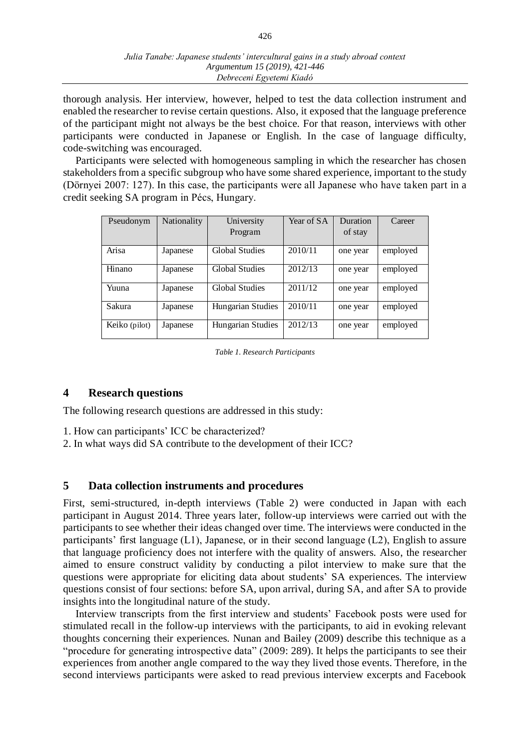thorough analysis. Her interview, however, helped to test the data collection instrument and enabled the researcher to revise certain questions. Also, it exposed that the language preference of the participant might not always be the best choice. For that reason, interviews with other participants were conducted in Japanese or English. In the case of language difficulty, code-switching was encouraged.

Participants were selected with homogeneous sampling in which the researcher has chosen stakeholders from a specific subgroup who have some shared experience, important to the study (Dörnyei 2007: 127). In this case, the participants were all Japanese who have taken part in a credit seeking SA program in Pécs, Hungary.

| Pseudonym | Nationality | University Program | Year of SA | Duration of stay | Career |
|---|---|---|---|---|---|
| Arisa | Japanese | Global Studies | 2010/11 | one year | employed |
| Hinano | Japanese | Global Studies | 2012/13 | one year | employed |
| Yuuna | Japanese | Global Studies | 2011/12 | one year | employed |
| Sakura | Japanese | Hungarian Studies | 2010/11 | one year | employed |
| Keiko (pilot) | Japanese | Hungarian Studies | 2012/13 | one year | employed |

*Table 1. Research Participants*

## 4 Research questions

The following research questions are addressed in this study:

1. How can participants' ICC be characterized?
2. In what ways did SA contribute to the development of their ICC?

## 5 Data collection instruments and procedures

First, semi-structured, in-depth interviews (Table 2) were conducted in Japan with each participant in August 2014. Three years later, follow-up interviews were carried out with the participants to see whether their ideas changed over time. The interviews were conducted in the participants' first language (L1), Japanese, or in their second language (L2), English to assure that language proficiency does not interfere with the quality of answers. Also, the researcher aimed to ensure construct validity by conducting a pilot interview to make sure that the questions were appropriate for eliciting data about students' SA experiences. The interview questions consist of four sections: before SA, upon arrival, during SA, and after SA to provide insights into the longitudinal nature of the study.

Interview transcripts from the first interview and students' Facebook posts were used for stimulated recall in the follow-up interviews with the participants, to aid in evoking relevant thoughts concerning their experiences. Nunan and Bailey (2009) describe this technique as a "procedure for generating introspective data" (2009: 289). It helps the participants to see their experiences from another angle compared to the way they lived those events. Therefore, in the second interviews participants were asked to read previous interview excerpts and Facebook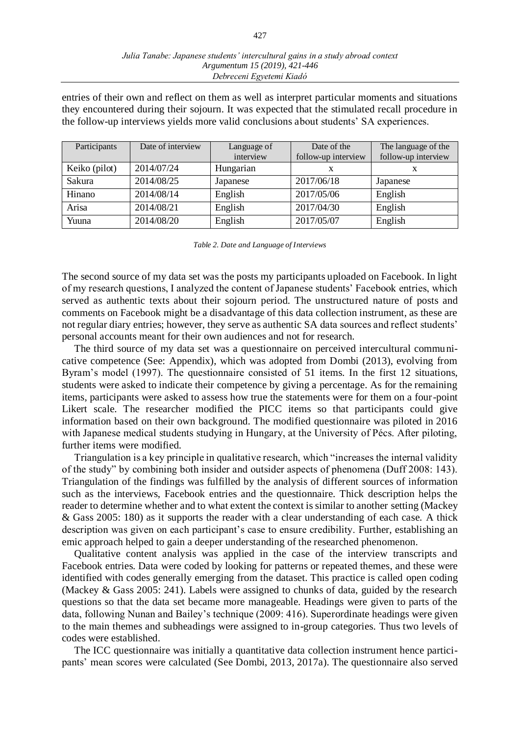entries of their own and reflect on them as well as interpret particular moments and situations they encountered during their sojourn. It was expected that the stimulated recall procedure in the follow-up interviews yields more valid conclusions about students' SA experiences.

| Participants | Date of interview | Language of interview | Date of the follow-up interview | The language of the follow-up interview |
|---|---|---|---|---|
| Keiko (pilot) | 2014/07/24 | Hungarian | x | x |
| Sakura | 2014/08/25 | Japanese | 2017/06/18 | Japanese |
| Hinano | 2014/08/14 | English | 2017/05/06 | English |
| Arisa | 2014/08/21 | English | 2017/04/30 | English |
| Yuuna | 2014/08/20 | English | 2017/05/07 | English |

*Table 2. Date and Language of Interviews*

The second source of my data set was the posts my participants uploaded on Facebook. In light of my research questions, I analyzed the content of Japanese students' Facebook entries, which served as authentic texts about their sojourn period. The unstructured nature of posts and comments on Facebook might be a disadvantage of this data collection instrument, as these are not regular diary entries; however, they serve as authentic SA data sources and reflect students' personal accounts meant for their own audiences and not for research.

The third source of my data set was a questionnaire on perceived intercultural communicative competence (See: Appendix), which was adopted from Dombi (2013), evolving from Byram's model (1997). The questionnaire consisted of 51 items. In the first 12 situations, students were asked to indicate their competence by giving a percentage. As for the remaining items, participants were asked to assess how true the statements were for them on a four-point Likert scale. The researcher modified the PICC items so that participants could give information based on their own background. The modified questionnaire was piloted in 2016 with Japanese medical students studying in Hungary, at the University of Pécs. After piloting, further items were modified.

Triangulation is a key principle in qualitative research, which "increases the internal validity of the study" by combining both insider and outsider aspects of phenomena (Duff 2008: 143). Triangulation of the findings was fulfilled by the analysis of different sources of information such as the interviews, Facebook entries and the questionnaire. Thick description helps the reader to determine whether and to what extent the context is similar to another setting (Mackey & Gass 2005: 180) as it supports the reader with a clear understanding of each case. A thick description was given on each participant's case to ensure credibility. Further, establishing an emic approach helped to gain a deeper understanding of the researched phenomenon.

Qualitative content analysis was applied in the case of the interview transcripts and Facebook entries. Data were coded by looking for patterns or repeated themes, and these were identified with codes generally emerging from the dataset. This practice is called open coding (Mackey & Gass 2005: 241). Labels were assigned to chunks of data, guided by the research questions so that the data set became more manageable. Headings were given to parts of the data, following Nunan and Bailey's technique (2009: 416). Superordinate headings were given to the main themes and subheadings were assigned to in-group categories. Thus two levels of codes were established.

The ICC questionnaire was initially a quantitative data collection instrument hence participants' mean scores were calculated (See Dombi, 2013, 2017a). The questionnaire also served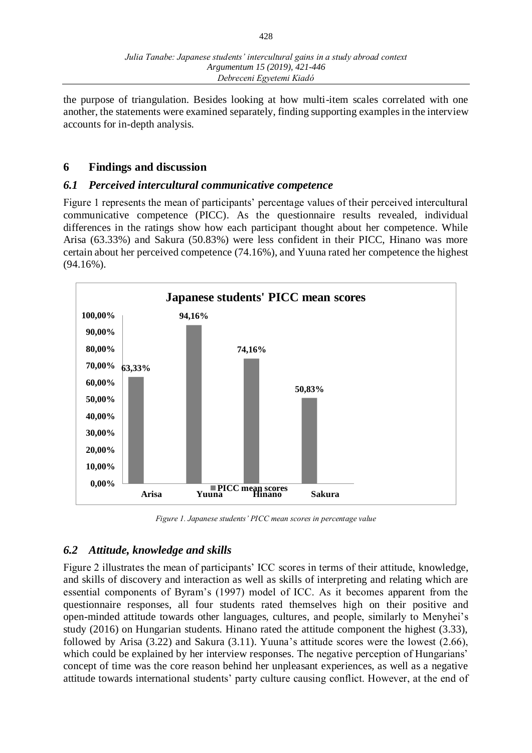the purpose of triangulation. Besides looking at how multi-item scales correlated with one another, the statements were examined separately, finding supporting examples in the interview accounts for in-depth analysis.

## 6 Findings and discussion

### *6.1 Perceived intercultural communicative competence*

Figure 1 represents the mean of participants' percentage values of their perceived intercultural communicative competence (PICC). As the questionnaire results revealed, individual differences in the ratings show how each participant thought about her competence. While Arisa (63.33%) and Sakura (50.83%) were less confident in their PICC, Hinano was more certain about her perceived competence (74.16%), and Yuuna rated her competence the highest (94.16%).

**Japanese students' PICC mean scores**

| | Arisa | Yuuna | Hinano | Sakura |
|---|---|---|---|---|
| PICC mean scores | 63,33% | 94,16% | 74,16% | 50,83% |

*Figure 1. Japanese students' PICC mean scores in percentage value*

### *6.2 Attitude, knowledge and skills*

Figure 2 illustrates the mean of participants' ICC scores in terms of their attitude, knowledge, and skills of discovery and interaction as well as skills of interpreting and relating which are essential components of Byram's (1997) model of ICC. As it becomes apparent from the questionnaire responses, all four students rated themselves high on their positive and open-minded attitude towards other languages, cultures, and people, similarly to Menyhei's study (2016) on Hungarian students. Hinano rated the attitude component the highest (3.33), followed by Arisa (3.22) and Sakura (3.11). Yuuna's attitude scores were the lowest (2.66), which could be explained by her interview responses. The negative perception of Hungarians' concept of time was the core reason behind her unpleasant experiences, as well as a negative attitude towards international students' party culture causing conflict. However, at the end of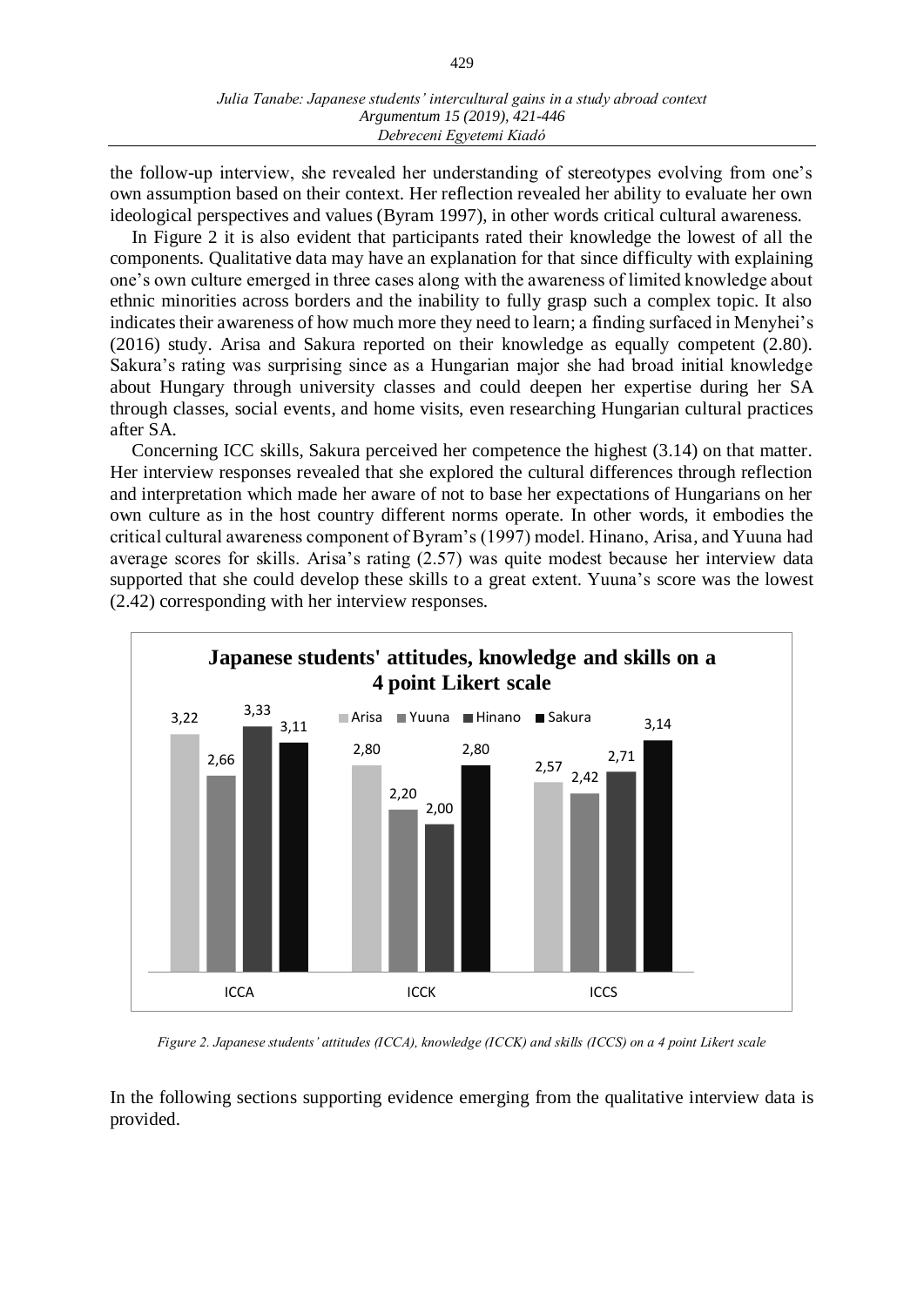the follow-up interview, she revealed her understanding of stereotypes evolving from one's own assumption based on their context. Her reflection revealed her ability to evaluate her own ideological perspectives and values (Byram 1997), in other words critical cultural awareness.

In Figure 2 it is also evident that participants rated their knowledge the lowest of all the components. Qualitative data may have an explanation for that since difficulty with explaining one's own culture emerged in three cases along with the awareness of limited knowledge about ethnic minorities across borders and the inability to fully grasp such a complex topic. It also indicates their awareness of how much more they need to learn; a finding surfaced in Menyhei's (2016) study. Arisa and Sakura reported on their knowledge as equally competent (2.80). Sakura's rating was surprising since as a Hungarian major she had broad initial knowledge about Hungary through university classes and could deepen her expertise during her SA through classes, social events, and home visits, even researching Hungarian cultural practices after SA.

Concerning ICC skills, Sakura perceived her competence the highest (3.14) on that matter. Her interview responses revealed that she explored the cultural differences through reflection and interpretation which made her aware of not to base her expectations of Hungarians on her own culture as in the host country different norms operate. In other words, it embodies the critical cultural awareness component of Byram's (1997) model. Hinano, Arisa, and Yuuna had average scores for skills. Arisa's rating (2.57) was quite modest because her interview data supported that she could develop these skills to a great extent. Yuuna's score was the lowest (2.42) corresponding with her interview responses.

**Japanese students' attitudes, knowledge and skills on a 4 point Likert scale**

| | Arisa | Yuuna | Hinano | Sakura |
|---|---|---|---|---|
| ICCA | 3,22 | 2,66 | 3,33 | 3,11 |
| ICCK | 2,80 | 2,20 | 2,00 | 2,80 |
| ICCS | 2,57 | 2,42 | 2,71 | 3,14 |

*Figure 2. Japanese students' attitudes (ICCA), knowledge (ICCK) and skills (ICCS) on a 4 point Likert scale*

In the following sections supporting evidence emerging from the qualitative interview data is provided.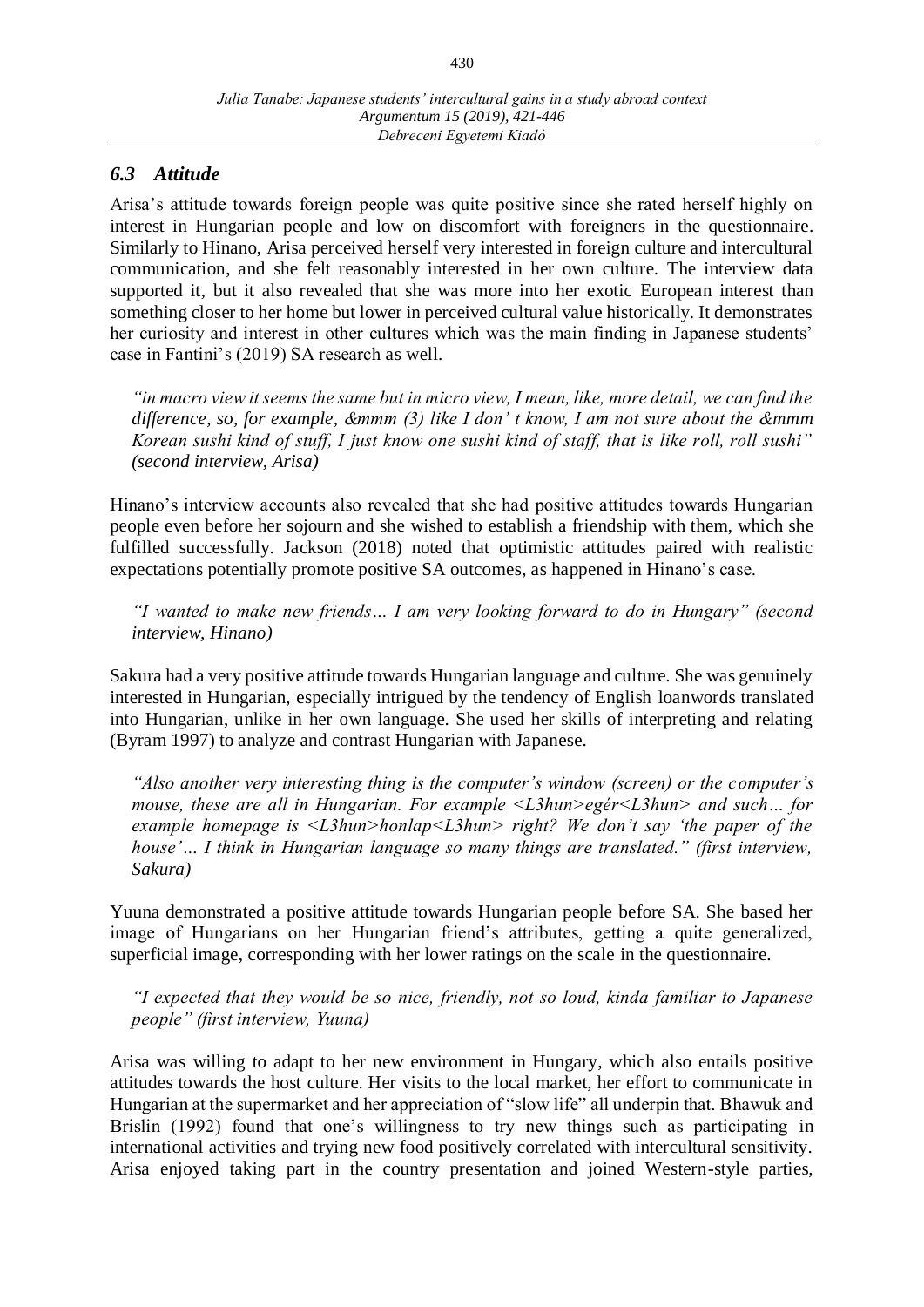### *6.3 Attitude*

Arisa's attitude towards foreign people was quite positive since she rated herself highly on interest in Hungarian people and low on discomfort with foreigners in the questionnaire. Similarly to Hinano, Arisa perceived herself very interested in foreign culture and intercultural communication, and she felt reasonably interested in her own culture. The interview data supported it, but it also revealed that she was more into her exotic European interest than something closer to her home but lower in perceived cultural value historically. It demonstrates her curiosity and interest in other cultures which was the main finding in Japanese students' case in Fantini's (2019) SA research as well.

> *"in macro view it seems the same but in micro view, I mean, like, more detail, we can find the difference, so, for example, &mmm (3) like I don' t know, I am not sure about the &mmm Korean sushi kind of stuff, I just know one sushi kind of staff, that is like roll, roll sushi" (second interview, Arisa)*

Hinano's interview accounts also revealed that she had positive attitudes towards Hungarian people even before her sojourn and she wished to establish a friendship with them, which she fulfilled successfully. Jackson (2018) noted that optimistic attitudes paired with realistic expectations potentially promote positive SA outcomes, as happened in Hinano's case.

> *"I wanted to make new friends… I am very looking forward to do in Hungary" (second interview, Hinano)*

Sakura had a very positive attitude towards Hungarian language and culture. She was genuinely interested in Hungarian, especially intrigued by the tendency of English loanwords translated into Hungarian, unlike in her own language. She used her skills of interpreting and relating (Byram 1997) to analyze and contrast Hungarian with Japanese.

> *"Also another very interesting thing is the computer's window (screen) or the computer's mouse, these are all in Hungarian. For example <L3hun>egér<L3hun> and such… for example homepage is <L3hun>honlap<L3hun> right? We don't say 'the paper of the house'… I think in Hungarian language so many things are translated." (first interview, Sakura)*

Yuuna demonstrated a positive attitude towards Hungarian people before SA. She based her image of Hungarians on her Hungarian friend's attributes, getting a quite generalized, superficial image, corresponding with her lower ratings on the scale in the questionnaire.

> *"I expected that they would be so nice, friendly, not so loud, kinda familiar to Japanese people" (first interview, Yuuna)*

Arisa was willing to adapt to her new environment in Hungary, which also entails positive attitudes towards the host culture. Her visits to the local market, her effort to communicate in Hungarian at the supermarket and her appreciation of "slow life" all underpin that. Bhawuk and Brislin (1992) found that one's willingness to try new things such as participating in international activities and trying new food positively correlated with intercultural sensitivity. Arisa enjoyed taking part in the country presentation and joined Western-style parties,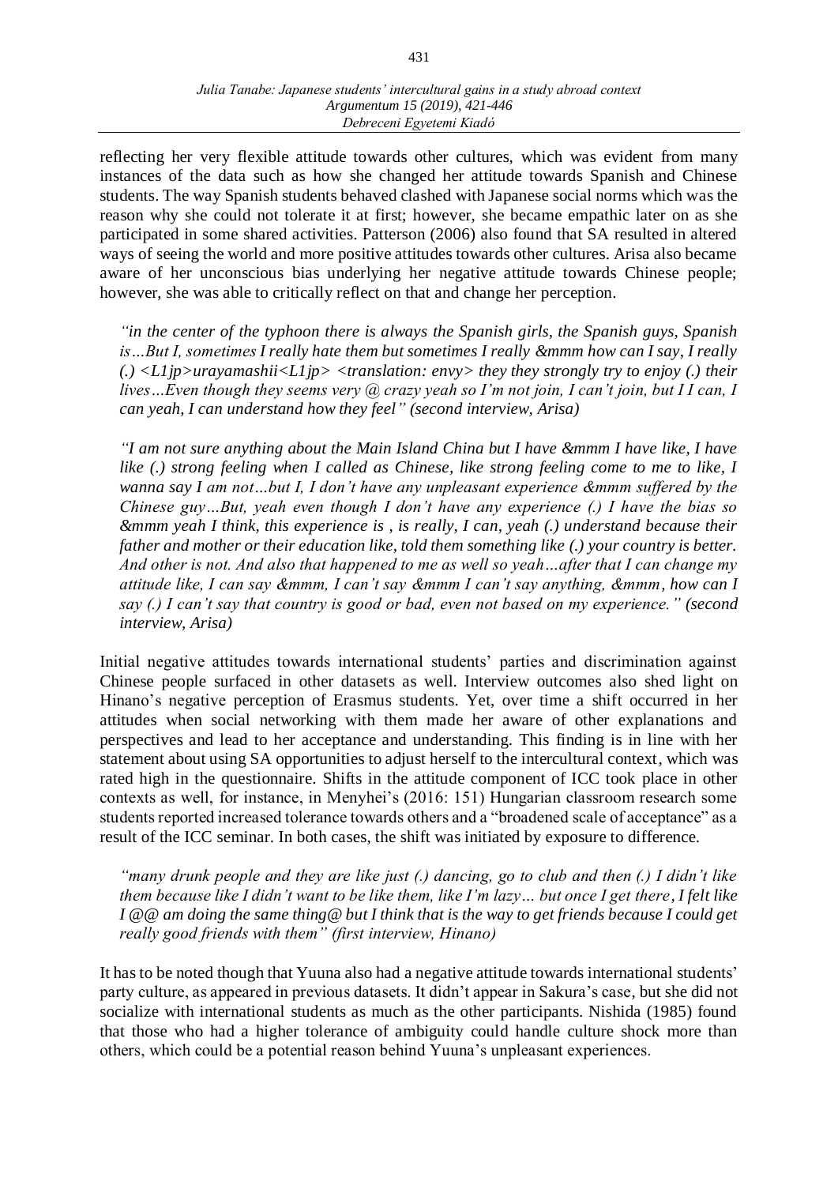reflecting her very flexible attitude towards other cultures, which was evident from many instances of the data such as how she changed her attitude towards Spanish and Chinese students. The way Spanish students behaved clashed with Japanese social norms which was the reason why she could not tolerate it at first; however, she became empathic later on as she participated in some shared activities. Patterson (2006) also found that SA resulted in altered ways of seeing the world and more positive attitudes towards other cultures. Arisa also became aware of her unconscious bias underlying her negative attitude towards Chinese people; however, she was able to critically reflect on that and change her perception.

> *"in the center of the typhoon there is always the Spanish girls, the Spanish guys, Spanish is…But I, sometimes I really hate them but sometimes I really &mmm how can I say, I really (.) <L1jp>urayamashii<L1jp> <translation: envy> they they strongly try to enjoy (.) their lives…Even though they seems very @ crazy yeah so I'm not join, I can't join, but I I can, I can yeah, I can understand how they feel" (second interview, Arisa)*

> *"I am not sure anything about the Main Island China but I have &mmm I have like, I have like (.) strong feeling when I called as Chinese, like strong feeling come to me to like, I wanna say I am not…but I, I don't have any unpleasant experience &mmm suffered by the Chinese guy…But, yeah even though I don't have any experience (.) I have the bias so &mmm yeah I think, this experience is , is really, I can, yeah (.) understand because their father and mother or their education like, told them something like (.) your country is better. And other is not. And also that happened to me as well so yeah…after that I can change my attitude like, I can say &mmm, I can't say &mmm I can't say anything, &mmm, how can I say (.) I can't say that country is good or bad, even not based on my experience." (second interview, Arisa)*

Initial negative attitudes towards international students' parties and discrimination against Chinese people surfaced in other datasets as well. Interview outcomes also shed light on Hinano's negative perception of Erasmus students. Yet, over time a shift occurred in her attitudes when social networking with them made her aware of other explanations and perspectives and lead to her acceptance and understanding. This finding is in line with her statement about using SA opportunities to adjust herself to the intercultural context, which was rated high in the questionnaire. Shifts in the attitude component of ICC took place in other contexts as well, for instance, in Menyhei's (2016: 151) Hungarian classroom research some students reported increased tolerance towards others and a "broadened scale of acceptance" as a result of the ICC seminar. In both cases, the shift was initiated by exposure to difference.

> *"many drunk people and they are like just (.) dancing, go to club and then (.) I didn't like them because like I didn't want to be like them, like I'm lazy… but once I get there, I felt like I @@ am doing the same thing@ but I think that is the way to get friends because I could get really good friends with them" (first interview, Hinano)*

It has to be noted though that Yuuna also had a negative attitude towards international students' party culture, as appeared in previous datasets. It didn't appear in Sakura's case, but she did not socialize with international students as much as the other participants. Nishida (1985) found that those who had a higher tolerance of ambiguity could handle culture shock more than others, which could be a potential reason behind Yuuna's unpleasant experiences.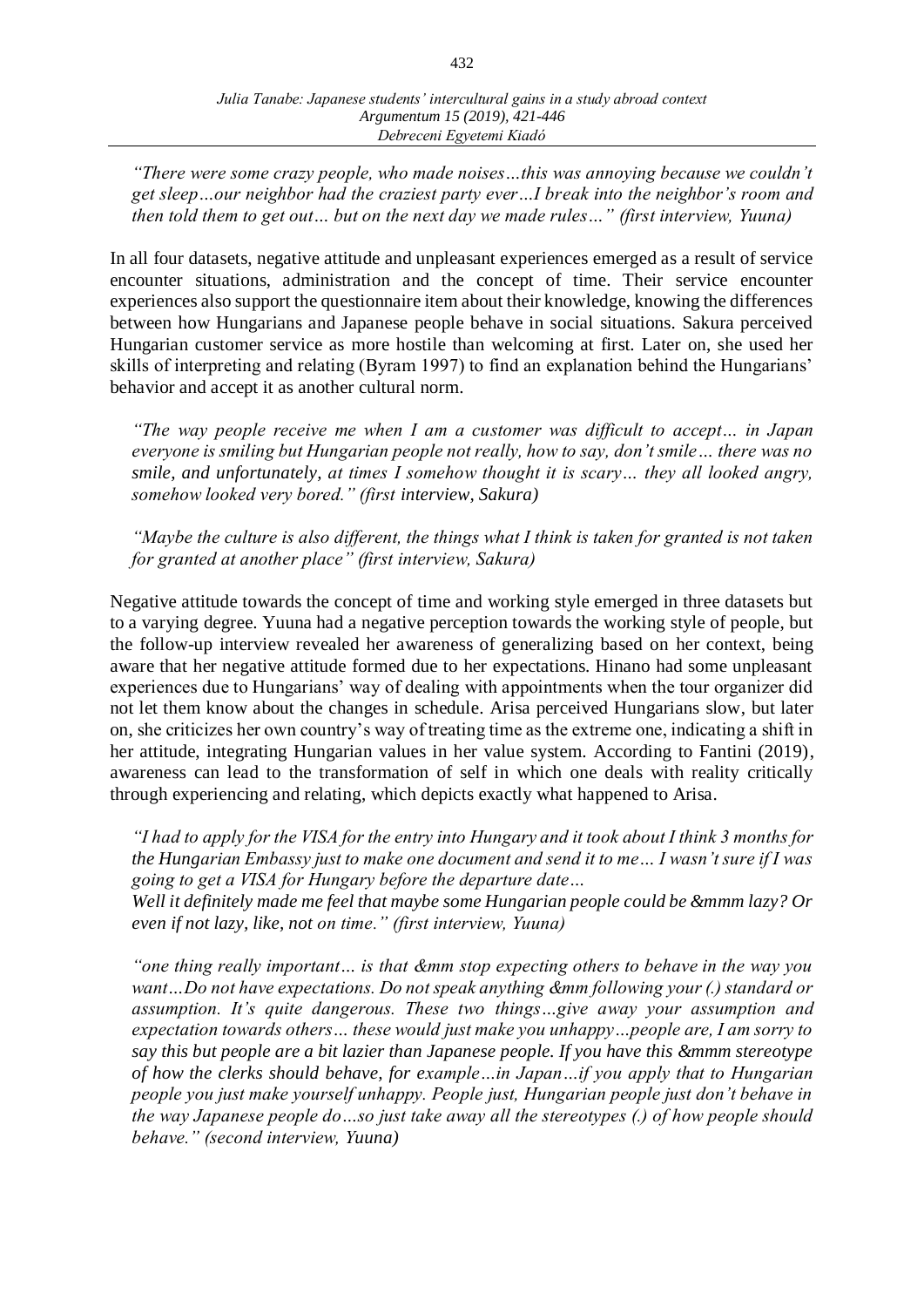*"There were some crazy people, who made noises…this was annoying because we couldn't get sleep…our neighbor had the craziest party ever…I break into the neighbor's room and then told them to get out… but on the next day we made rules…" (first interview, Yuuna)*

In all four datasets, negative attitude and unpleasant experiences emerged as a result of service encounter situations, administration and the concept of time. Their service encounter experiences also support the questionnaire item about their knowledge, knowing the differences between how Hungarians and Japanese people behave in social situations. Sakura perceived Hungarian customer service as more hostile than welcoming at first. Later on, she used her skills of interpreting and relating (Byram 1997) to find an explanation behind the Hungarians' behavior and accept it as another cultural norm.

*"The way people receive me when I am a customer was difficult to accept… in Japan everyone is smiling but Hungarian people not really, how to say, don't smile… there was no smile, and unfortunately, at times I somehow thought it is scary… they all looked angry, somehow looked very bored." (first interview, Sakura)*

*"Maybe the culture is also different, the things what I think is taken for granted is not taken for granted at another place" (first interview, Sakura)*

Negative attitude towards the concept of time and working style emerged in three datasets but to a varying degree. Yuuna had a negative perception towards the working style of people, but the follow-up interview revealed her awareness of generalizing based on her context, being aware that her negative attitude formed due to her expectations. Hinano had some unpleasant experiences due to Hungarians' way of dealing with appointments when the tour organizer did not let them know about the changes in schedule. Arisa perceived Hungarians slow, but later on, she criticizes her own country's way of treating time as the extreme one, indicating a shift in her attitude, integrating Hungarian values in her value system. According to Fantini (2019), awareness can lead to the transformation of self in which one deals with reality critically through experiencing and relating, which depicts exactly what happened to Arisa.

*"I had to apply for the VISA for the entry into Hungary and it took about I think 3 months for the Hungarian Embassy just to make one document and send it to me… I wasn't sure if I was going to get a VISA for Hungary before the departure date…*
*Well it definitely made me feel that maybe some Hungarian people could be &mmm lazy? Or even if not lazy, like, not on time." (first interview, Yuuna)*

*"one thing really important… is that &mm stop expecting others to behave in the way you want…Do not have expectations. Do not speak anything &mm following your (.) standard or assumption. It's quite dangerous. These two things…give away your assumption and expectation towards others… these would just make you unhappy…people are, I am sorry to say this but people are a bit lazier than Japanese people. If you have this &mmm stereotype of how the clerks should behave, for example…in Japan…if you apply that to Hungarian people you just make yourself unhappy. People just, Hungarian people just don't behave in the way Japanese people do…so just take away all the stereotypes (.) of how people should behave." (second interview, Yuuna)*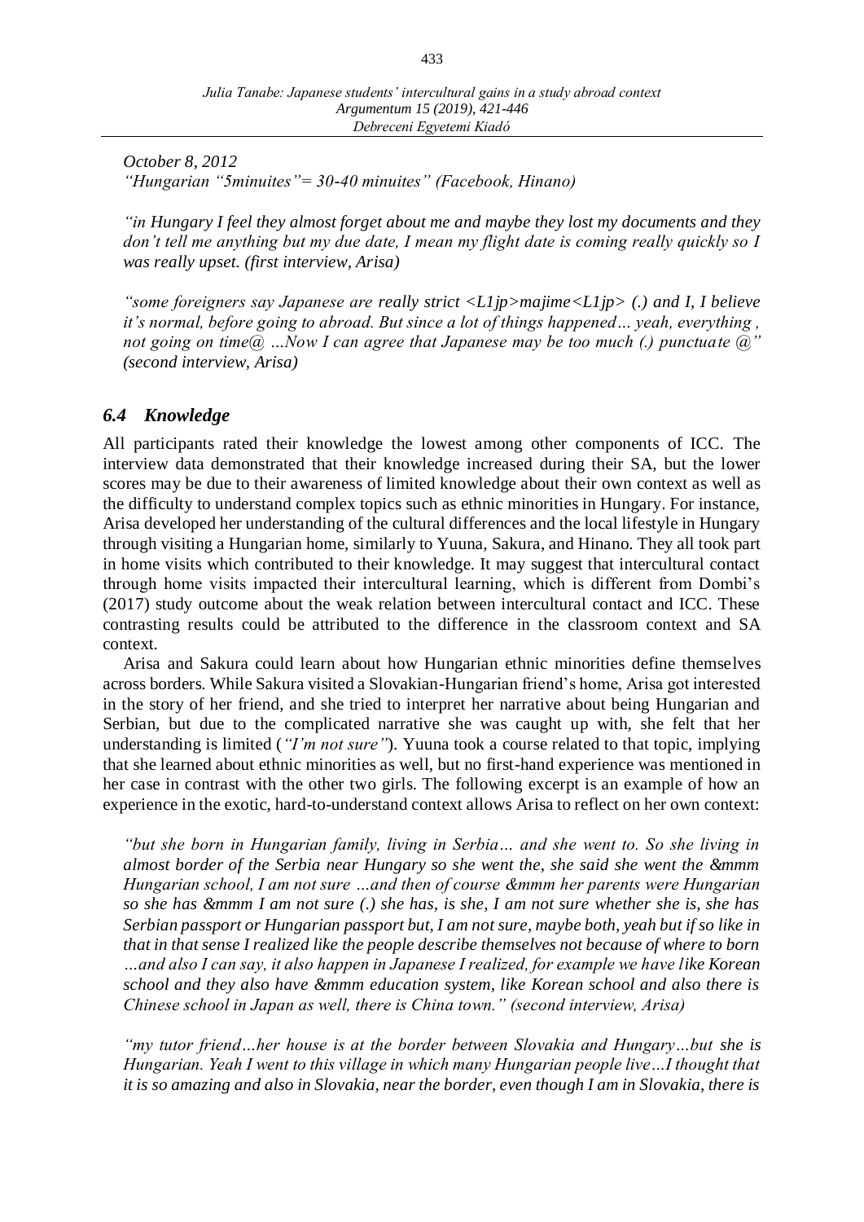*October 8, 2012*
*"Hungarian "5minuites"= 30-40 minuites" (Facebook, Hinano)*

*"in Hungary I feel they almost forget about me and maybe they lost my documents and they don't tell me anything but my due date, I mean my flight date is coming really quickly so I was really upset. (first interview, Arisa)*

*"some foreigners say Japanese are really strict <L1jp>majime<L1jp> (.) and I, I believe it's normal, before going to abroad. But since a lot of things happened… yeah, everything , not going on time@ …Now I can agree that Japanese may be too much (.) punctuate @" (second interview, Arisa)*

### *6.4 Knowledge*

All participants rated their knowledge the lowest among other components of ICC. The interview data demonstrated that their knowledge increased during their SA, but the lower scores may be due to their awareness of limited knowledge about their own context as well as the difficulty to understand complex topics such as ethnic minorities in Hungary. For instance, Arisa developed her understanding of the cultural differences and the local lifestyle in Hungary through visiting a Hungarian home, similarly to Yuuna, Sakura, and Hinano. They all took part in home visits which contributed to their knowledge. It may suggest that intercultural contact through home visits impacted their intercultural learning, which is different from Dombi's (2017) study outcome about the weak relation between intercultural contact and ICC. These contrasting results could be attributed to the difference in the classroom context and SA context.

Arisa and Sakura could learn about how Hungarian ethnic minorities define themselves across borders. While Sakura visited a Slovakian-Hungarian friend's home, Arisa got interested in the story of her friend, and she tried to interpret her narrative about being Hungarian and Serbian, but due to the complicated narrative she was caught up with, she felt that her understanding is limited (*"I'm not sure"*). Yuuna took a course related to that topic, implying that she learned about ethnic minorities as well, but no first-hand experience was mentioned in her case in contrast with the other two girls. The following excerpt is an example of how an experience in the exotic, hard-to-understand context allows Arisa to reflect on her own context:

*"but she born in Hungarian family, living in Serbia… and she went to. So she living in almost border of the Serbia near Hungary so she went the, she said she went the &mmm Hungarian school, I am not sure …and then of course &mmm her parents were Hungarian so she has &mmm I am not sure (.) she has, is she, I am not sure whether she is, she has Serbian passport or Hungarian passport but, I am not sure, maybe both, yeah but if so like in that in that sense I realized like the people describe themselves not because of where to born …and also I can say, it also happen in Japanese I realized, for example we have like Korean school and they also have &mmm education system, like Korean school and also there is Chinese school in Japan as well, there is China town." (second interview, Arisa)*

*"my tutor friend…her house is at the border between Slovakia and Hungary…but she is Hungarian. Yeah I went to this village in which many Hungarian people live…I thought that it is so amazing and also in Slovakia, near the border, even though I am in Slovakia, there is*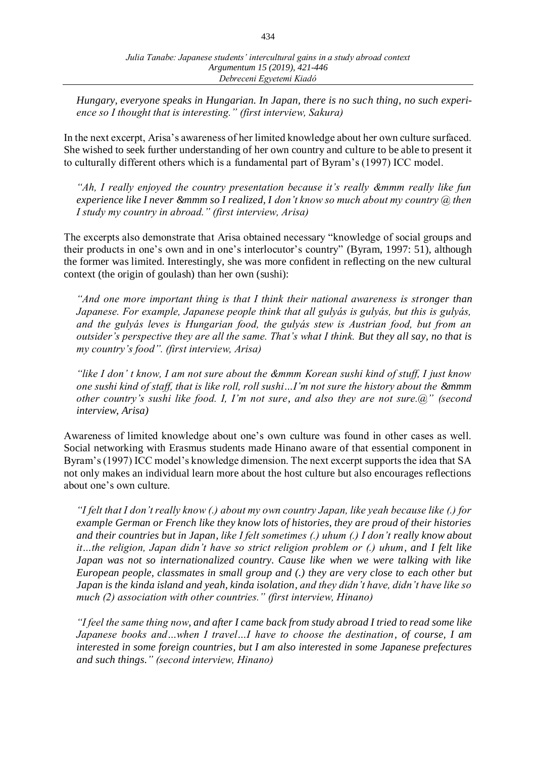*Hungary, everyone speaks in Hungarian. In Japan, there is no such thing, no such experience so I thought that is interesting." (first interview, Sakura)*

In the next excerpt, Arisa's awareness of her limited knowledge about her own culture surfaced. She wished to seek further understanding of her own country and culture to be able to present it to culturally different others which is a fundamental part of Byram's (1997) ICC model.

> *"Ah, I really enjoyed the country presentation because it's really &mmm really like fun experience like I never &mmm so I realized, I don't know so much about my country @ then I study my country in abroad." (first interview, Arisa)*

The excerpts also demonstrate that Arisa obtained necessary "knowledge of social groups and their products in one's own and in one's interlocutor's country" (Byram, 1997: 51), although the former was limited. Interestingly, she was more confident in reflecting on the new cultural context (the origin of goulash) than her own (sushi):

> *"And one more important thing is that I think their national awareness is stronger than Japanese. For example, Japanese people think that all gulyás is gulyás, but this is gulyás, and the gulyás leves is Hungarian food, the gulyás stew is Austrian food, but from an outsider's perspective they are all the same. That's what I think. But they all say, no that is my country's food". (first interview, Arisa)*

> *"like I don' t know, I am not sure about the &mmm Korean sushi kind of stuff, I just know one sushi kind of staff, that is like roll, roll sushi…I'm not sure the history about the &mmm other country's sushi like food. I, I'm not sure, and also they are not sure.@" (second interview, Arisa)*

Awareness of limited knowledge about one's own culture was found in other cases as well. Social networking with Erasmus students made Hinano aware of that essential component in Byram's (1997) ICC model's knowledge dimension. The next excerpt supports the idea that SA not only makes an individual learn more about the host culture but also encourages reflections about one's own culture.

> *"I felt that I don't really know (.) about my own country Japan, like yeah because like (.) for example German or French like they know lots of histories, they are proud of their histories and their countries but in Japan, like I felt sometimes (.) uhum (.) I don't really know about it…the religion, Japan didn't have so strict religion problem or (.) uhum, and I felt like Japan was not so internationalized country. Cause like when we were talking with like European people, classmates in small group and (.) they are very close to each other but Japan is the kinda island and yeah, kinda isolation, and they didn't have, didn't have like so much (2) association with other countries." (first interview, Hinano)*

> *"I feel the same thing now, and after I came back from study abroad I tried to read some like Japanese books and…when I travel…I have to choose the destination, of course, I am interested in some foreign countries, but I am also interested in some Japanese prefectures and such things." (second interview, Hinano)*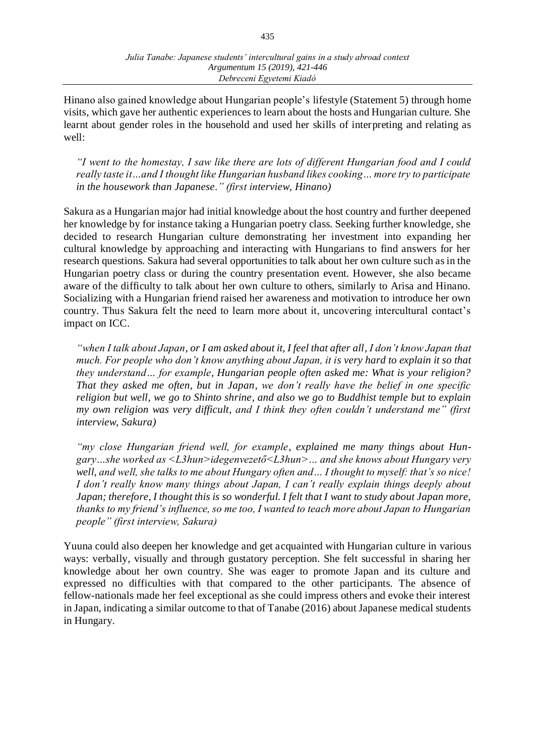Hinano also gained knowledge about Hungarian people's lifestyle (Statement 5) through home visits, which gave her authentic experiences to learn about the hosts and Hungarian culture. She learnt about gender roles in the household and used her skills of interpreting and relating as well:

> *"I went to the homestay, I saw like there are lots of different Hungarian food and I could really taste it…and I thought like Hungarian husband likes cooking… more try to participate in the housework than Japanese." (first interview, Hinano)*

Sakura as a Hungarian major had initial knowledge about the host country and further deepened her knowledge by for instance taking a Hungarian poetry class. Seeking further knowledge, she decided to research Hungarian culture demonstrating her investment into expanding her cultural knowledge by approaching and interacting with Hungarians to find answers for her research questions. Sakura had several opportunities to talk about her own culture such as in the Hungarian poetry class or during the country presentation event. However, she also became aware of the difficulty to talk about her own culture to others, similarly to Arisa and Hinano. Socializing with a Hungarian friend raised her awareness and motivation to introduce her own country. Thus Sakura felt the need to learn more about it, uncovering intercultural contact's impact on ICC.

> *"when I talk about Japan, or I am asked about it, I feel that after all, I don't know Japan that much. For people who don't know anything about Japan, it is very hard to explain it so that they understand… for example, Hungarian people often asked me: What is your religion? That they asked me often, but in Japan, we don't really have the belief in one specific religion but well, we go to Shinto shrine, and also we go to Buddhist temple but to explain my own religion was very difficult, and I think they often couldn't understand me" (first interview, Sakura)*

> *"my close Hungarian friend well, for example, explained me many things about Hungary…she worked as <L3hun>idegenvezető<L3hun>… and she knows about Hungary very well, and well, she talks to me about Hungary often and… I thought to myself: that's so nice! I don't really know many things about Japan, I can't really explain things deeply about Japan; therefore, I thought this is so wonderful. I felt that I want to study about Japan more, thanks to my friend's influence, so me too, I wanted to teach more about Japan to Hungarian people" (first interview, Sakura)*

Yuuna could also deepen her knowledge and get acquainted with Hungarian culture in various ways: verbally, visually and through gustatory perception. She felt successful in sharing her knowledge about her own country. She was eager to promote Japan and its culture and expressed no difficulties with that compared to the other participants. The absence of fellow-nationals made her feel exceptional as she could impress others and evoke their interest in Japan, indicating a similar outcome to that of Tanabe (2016) about Japanese medical students in Hungary.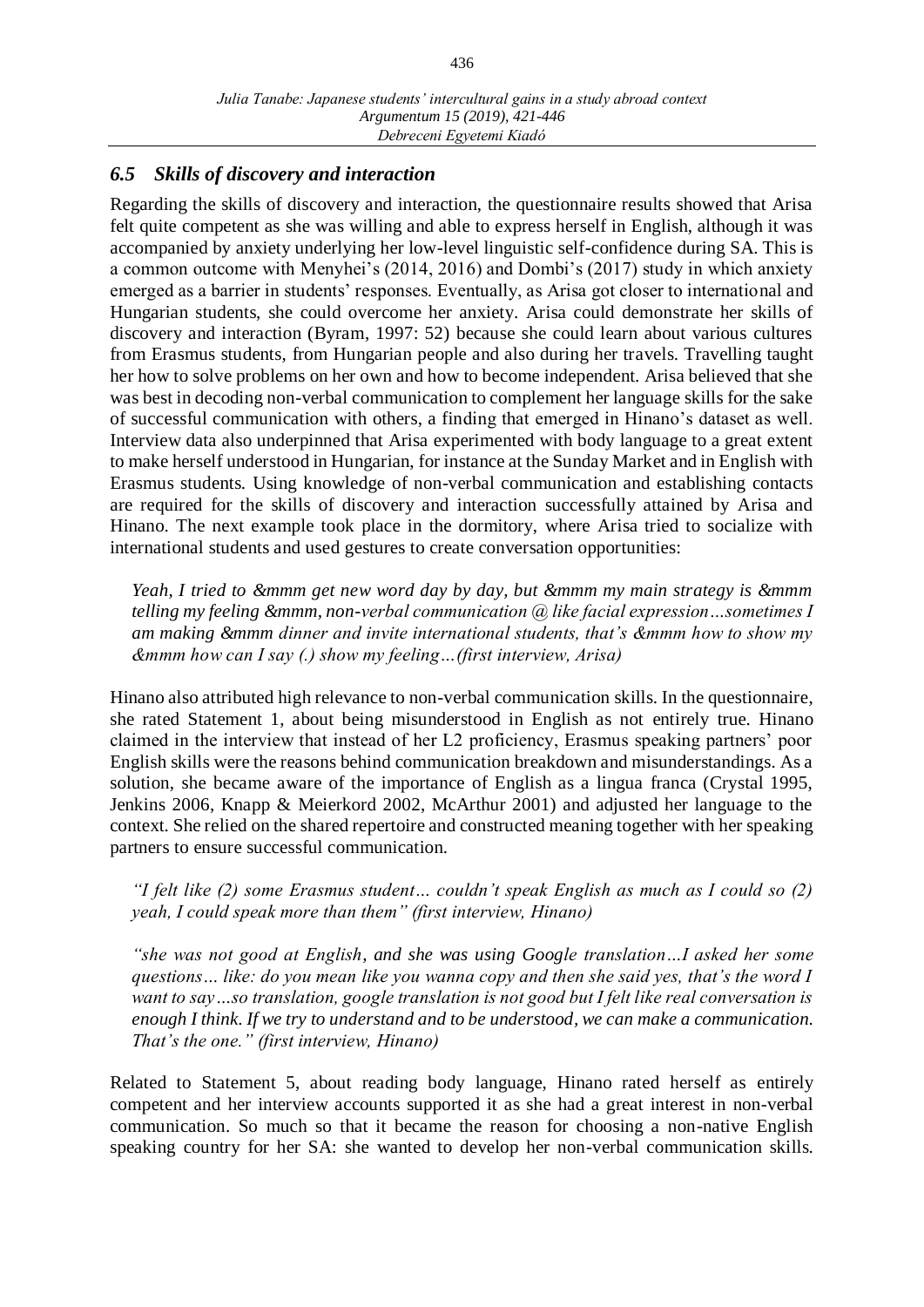### *6.5 Skills of discovery and interaction*

Regarding the skills of discovery and interaction, the questionnaire results showed that Arisa felt quite competent as she was willing and able to express herself in English, although it was accompanied by anxiety underlying her low-level linguistic self-confidence during SA. This is a common outcome with Menyhei's (2014, 2016) and Dombi's (2017) study in which anxiety emerged as a barrier in students' responses. Eventually, as Arisa got closer to international and Hungarian students, she could overcome her anxiety. Arisa could demonstrate her skills of discovery and interaction (Byram, 1997: 52) because she could learn about various cultures from Erasmus students, from Hungarian people and also during her travels. Travelling taught her how to solve problems on her own and how to become independent. Arisa believed that she was best in decoding non-verbal communication to complement her language skills for the sake of successful communication with others, a finding that emerged in Hinano's dataset as well. Interview data also underpinned that Arisa experimented with body language to a great extent to make herself understood in Hungarian, for instance at the Sunday Market and in English with Erasmus students. Using knowledge of non-verbal communication and establishing contacts are required for the skills of discovery and interaction successfully attained by Arisa and Hinano. The next example took place in the dormitory, where Arisa tried to socialize with international students and used gestures to create conversation opportunities:

> *Yeah, I tried to &mmm get new word day by day, but &mmm my main strategy is &mmm telling my feeling &mmm, non-verbal communication @ like facial expression…sometimes I am making &mmm dinner and invite international students, that's &mmm how to show my &mmm how can I say (.) show my feeling…(first interview, Arisa)*

Hinano also attributed high relevance to non-verbal communication skills. In the questionnaire, she rated Statement 1, about being misunderstood in English as not entirely true. Hinano claimed in the interview that instead of her L2 proficiency, Erasmus speaking partners' poor English skills were the reasons behind communication breakdown and misunderstandings. As a solution, she became aware of the importance of English as a lingua franca (Crystal 1995, Jenkins 2006, Knapp & Meierkord 2002, McArthur 2001) and adjusted her language to the context. She relied on the shared repertoire and constructed meaning together with her speaking partners to ensure successful communication.

> *"I felt like (2) some Erasmus student… couldn't speak English as much as I could so (2) yeah, I could speak more than them" (first interview, Hinano)*

> *"she was not good at English, and she was using Google translation…I asked her some questions… like: do you mean like you wanna copy and then she said yes, that's the word I want to say…so translation, google translation is not good but I felt like real conversation is enough I think. If we try to understand and to be understood, we can make a communication. That's the one." (first interview, Hinano)*

Related to Statement 5, about reading body language, Hinano rated herself as entirely competent and her interview accounts supported it as she had a great interest in non-verbal communication. So much so that it became the reason for choosing a non-native English speaking country for her SA: she wanted to develop her non-verbal communication skills.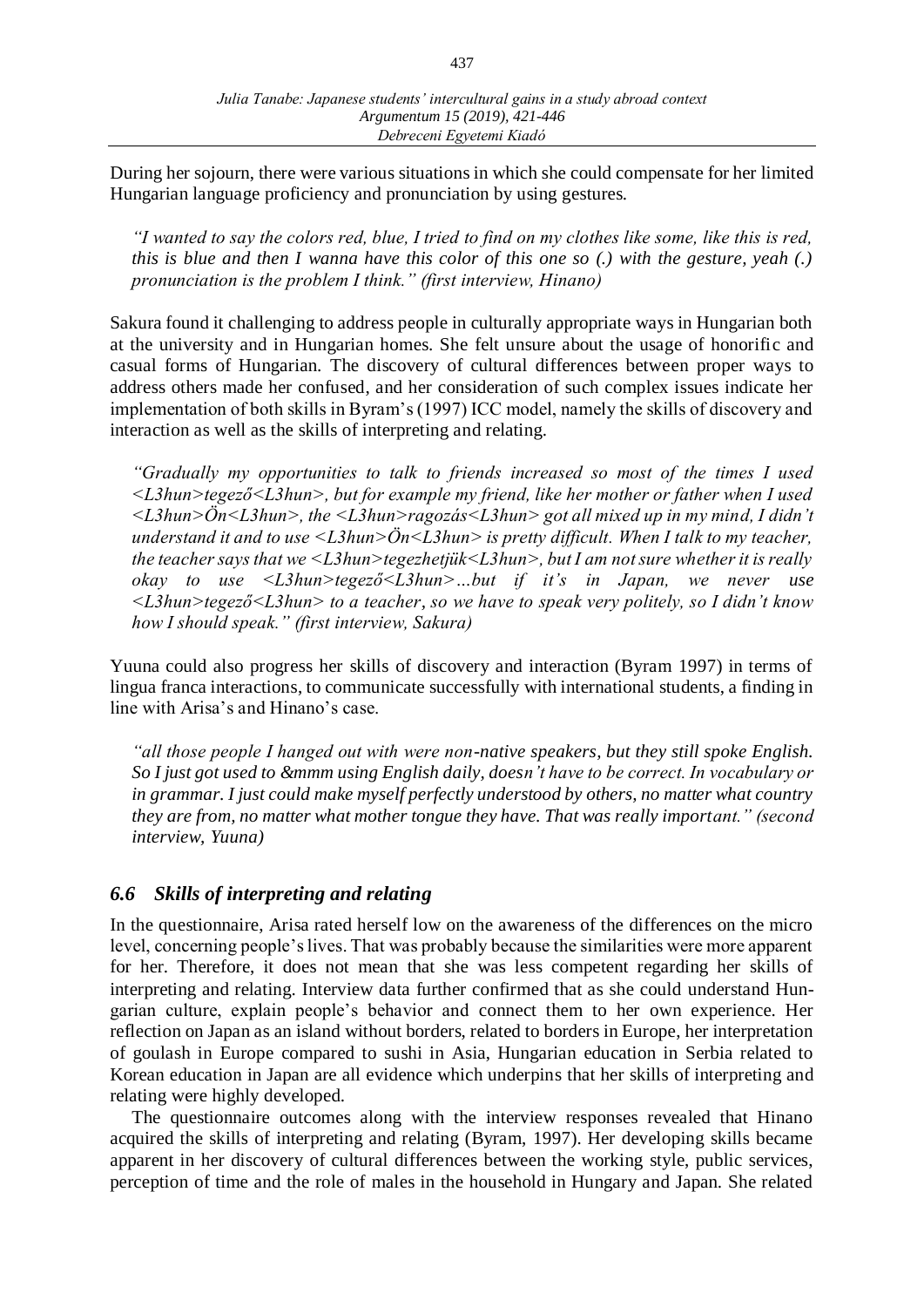During her sojourn, there were various situations in which she could compensate for her limited Hungarian language proficiency and pronunciation by using gestures.

> *"I wanted to say the colors red, blue, I tried to find on my clothes like some, like this is red, this is blue and then I wanna have this color of this one so (.) with the gesture, yeah (.) pronunciation is the problem I think." (first interview, Hinano)*

Sakura found it challenging to address people in culturally appropriate ways in Hungarian both at the university and in Hungarian homes. She felt unsure about the usage of honorific and casual forms of Hungarian. The discovery of cultural differences between proper ways to address others made her confused, and her consideration of such complex issues indicate her implementation of both skills in Byram's (1997) ICC model, namely the skills of discovery and interaction as well as the skills of interpreting and relating.

> *"Gradually my opportunities to talk to friends increased so most of the times I used <L3hun>tegező<L3hun>, but for example my friend, like her mother or father when I used <L3hun>Ön<L3hun>, the <L3hun>ragozás<L3hun> got all mixed up in my mind, I didn't understand it and to use <L3hun>Ön<L3hun> is pretty difficult. When I talk to my teacher, the teacher says that we <L3hun>tegezhetjük<L3hun>, but I am not sure whether it is really okay to use <L3hun>tegező<L3hun>...but if it's in Japan, we never use <L3hun>tegező<L3hun> to a teacher, so we have to speak very politely, so I didn't know how I should speak." (first interview, Sakura)*

Yuuna could also progress her skills of discovery and interaction (Byram 1997) in terms of lingua franca interactions, to communicate successfully with international students, a finding in line with Arisa's and Hinano's case.

> *"all those people I hanged out with were non-native speakers, but they still spoke English. So I just got used to &mmm using English daily, doesn't have to be correct. In vocabulary or in grammar. I just could make myself perfectly understood by others, no matter what country they are from, no matter what mother tongue they have. That was really important." (second interview, Yuuna)*

### *6.6 Skills of interpreting and relating*

In the questionnaire, Arisa rated herself low on the awareness of the differences on the micro level, concerning people's lives. That was probably because the similarities were more apparent for her. Therefore, it does not mean that she was less competent regarding her skills of interpreting and relating. Interview data further confirmed that as she could understand Hungarian culture, explain people's behavior and connect them to her own experience. Her reflection on Japan as an island without borders, related to borders in Europe, her interpretation of goulash in Europe compared to sushi in Asia, Hungarian education in Serbia related to Korean education in Japan are all evidence which underpins that her skills of interpreting and relating were highly developed.

The questionnaire outcomes along with the interview responses revealed that Hinano acquired the skills of interpreting and relating (Byram, 1997). Her developing skills became apparent in her discovery of cultural differences between the working style, public services, perception of time and the role of males in the household in Hungary and Japan. She related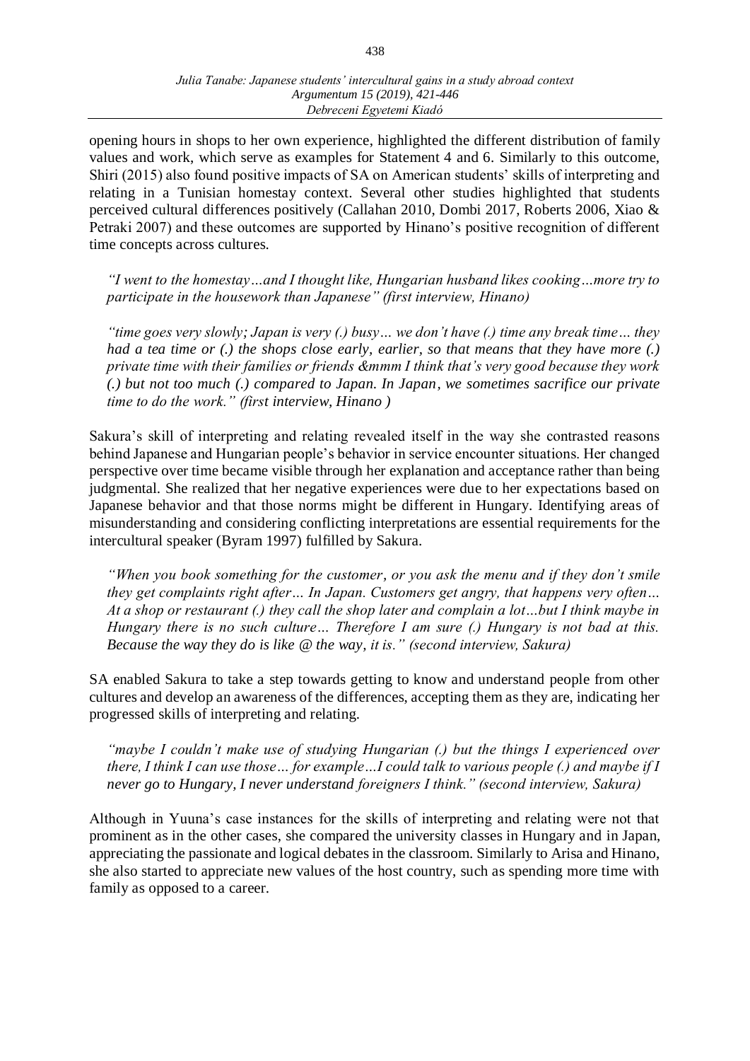opening hours in shops to her own experience, highlighted the different distribution of family values and work, which serve as examples for Statement 4 and 6. Similarly to this outcome, Shiri (2015) also found positive impacts of SA on American students' skills of interpreting and relating in a Tunisian homestay context. Several other studies highlighted that students perceived cultural differences positively (Callahan 2010, Dombi 2017, Roberts 2006, Xiao & Petraki 2007) and these outcomes are supported by Hinano's positive recognition of different time concepts across cultures.

> *"I went to the homestay…and I thought like, Hungarian husband likes cooking…more try to participate in the housework than Japanese" (first interview, Hinano)*

> *"time goes very slowly; Japan is very (.) busy… we don't have (.) time any break time… they had a tea time or (.) the shops close early, earlier, so that means that they have more (.) private time with their families or friends &mmm I think that's very good because they work (.) but not too much (.) compared to Japan. In Japan, we sometimes sacrifice our private time to do the work." (first interview, Hinano )*

Sakura's skill of interpreting and relating revealed itself in the way she contrasted reasons behind Japanese and Hungarian people's behavior in service encounter situations. Her changed perspective over time became visible through her explanation and acceptance rather than being judgmental. She realized that her negative experiences were due to her expectations based on Japanese behavior and that those norms might be different in Hungary. Identifying areas of misunderstanding and considering conflicting interpretations are essential requirements for the intercultural speaker (Byram 1997) fulfilled by Sakura.

> *"When you book something for the customer, or you ask the menu and if they don't smile they get complaints right after… In Japan. Customers get angry, that happens very often… At a shop or restaurant (.) they call the shop later and complain a lot…but I think maybe in Hungary there is no such culture… Therefore I am sure (.) Hungary is not bad at this. Because the way they do is like @ the way, it is." (second interview, Sakura)*

SA enabled Sakura to take a step towards getting to know and understand people from other cultures and develop an awareness of the differences, accepting them as they are, indicating her progressed skills of interpreting and relating.

> *"maybe I couldn't make use of studying Hungarian (.) but the things I experienced over there, I think I can use those… for example…I could talk to various people (.) and maybe if I never go to Hungary, I never understand foreigners I think." (second interview, Sakura)*

Although in Yuuna's case instances for the skills of interpreting and relating were not that prominent as in the other cases, she compared the university classes in Hungary and in Japan, appreciating the passionate and logical debates in the classroom. Similarly to Arisa and Hinano, she also started to appreciate new values of the host country, such as spending more time with family as opposed to a career.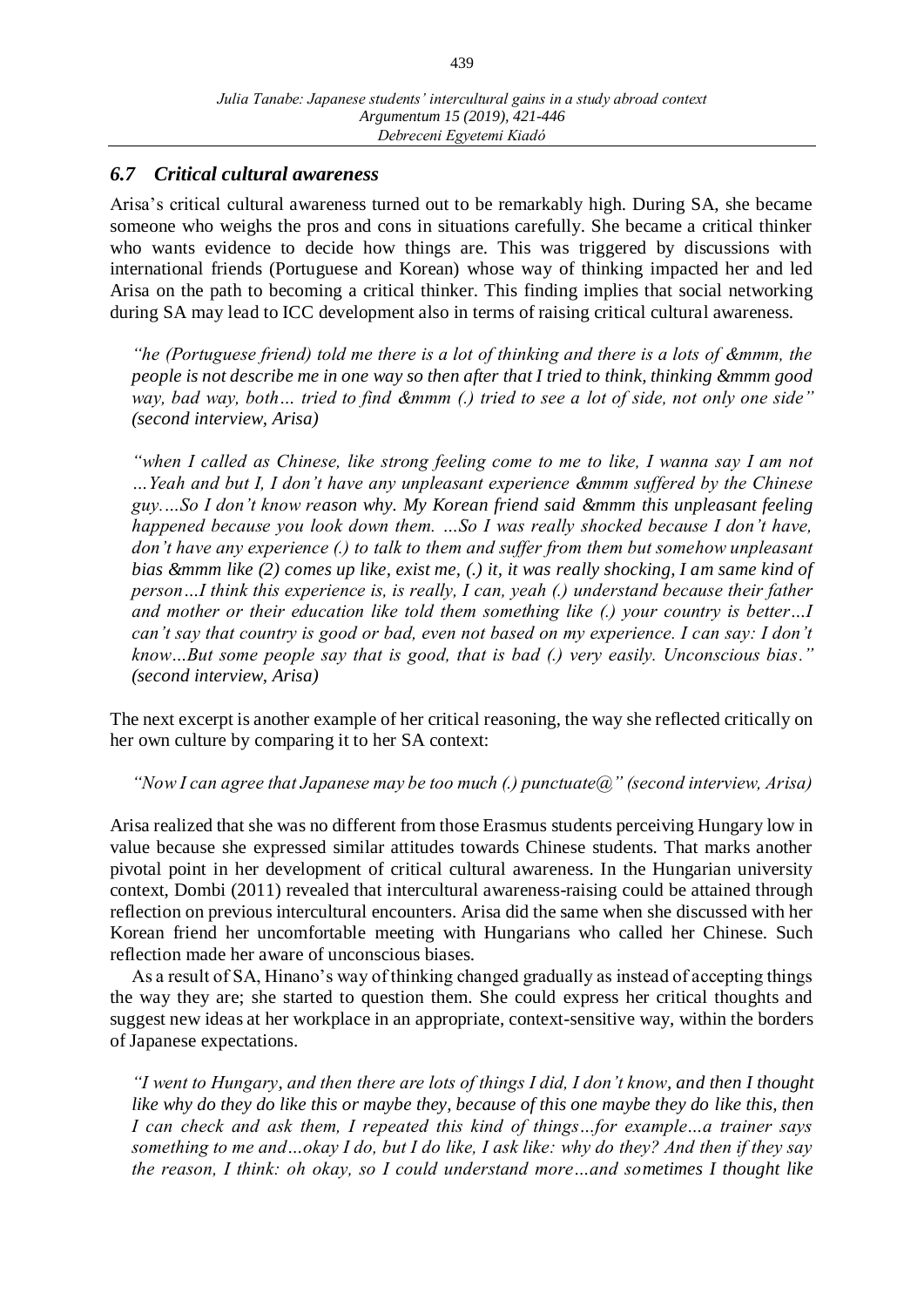## *6.7 Critical cultural awareness*

Arisa's critical cultural awareness turned out to be remarkably high. During SA, she became someone who weighs the pros and cons in situations carefully. She became a critical thinker who wants evidence to decide how things are. This was triggered by discussions with international friends (Portuguese and Korean) whose way of thinking impacted her and led Arisa on the path to becoming a critical thinker. This finding implies that social networking during SA may lead to ICC development also in terms of raising critical cultural awareness.

> *"he (Portuguese friend) told me there is a lot of thinking and there is a lots of &mmm, the people is not describe me in one way so then after that I tried to think, thinking &mmm good way, bad way, both… tried to find &mmm (.) tried to see a lot of side, not only one side" (second interview, Arisa)*

> *"when I called as Chinese, like strong feeling come to me to like, I wanna say I am not …Yeah and but I, I don't have any unpleasant experience &mmm suffered by the Chinese guy….So I don't know reason why. My Korean friend said &mmm this unpleasant feeling happened because you look down them. …So I was really shocked because I don't have, don't have any experience (.) to talk to them and suffer from them but somehow unpleasant bias &mmm like (2) comes up like, exist me, (.) it, it was really shocking, I am same kind of person…I think this experience is, is really, I can, yeah (.) understand because their father and mother or their education like told them something like (.) your country is better…I can't say that country is good or bad, even not based on my experience. I can say: I don't know...But some people say that is good, that is bad (.) very easily. Unconscious bias." (second interview, Arisa)*

The next excerpt is another example of her critical reasoning, the way she reflected critically on her own culture by comparing it to her SA context:

> *"Now I can agree that Japanese may be too much (.) punctuate@" (second interview, Arisa)*

Arisa realized that she was no different from those Erasmus students perceiving Hungary low in value because she expressed similar attitudes towards Chinese students. That marks another pivotal point in her development of critical cultural awareness. In the Hungarian university context, Dombi (2011) revealed that intercultural awareness-raising could be attained through reflection on previous intercultural encounters. Arisa did the same when she discussed with her Korean friend her uncomfortable meeting with Hungarians who called her Chinese. Such reflection made her aware of unconscious biases.

As a result of SA, Hinano's way of thinking changed gradually as instead of accepting things the way they are; she started to question them. She could express her critical thoughts and suggest new ideas at her workplace in an appropriate, context-sensitive way, within the borders of Japanese expectations.

> *"I went to Hungary, and then there are lots of things I did, I don't know, and then I thought like why do they do like this or maybe they, because of this one maybe they do like this, then I can check and ask them, I repeated this kind of things…for example…a trainer says something to me and…okay I do, but I do like, I ask like: why do they? And then if they say the reason, I think: oh okay, so I could understand more…and sometimes I thought like*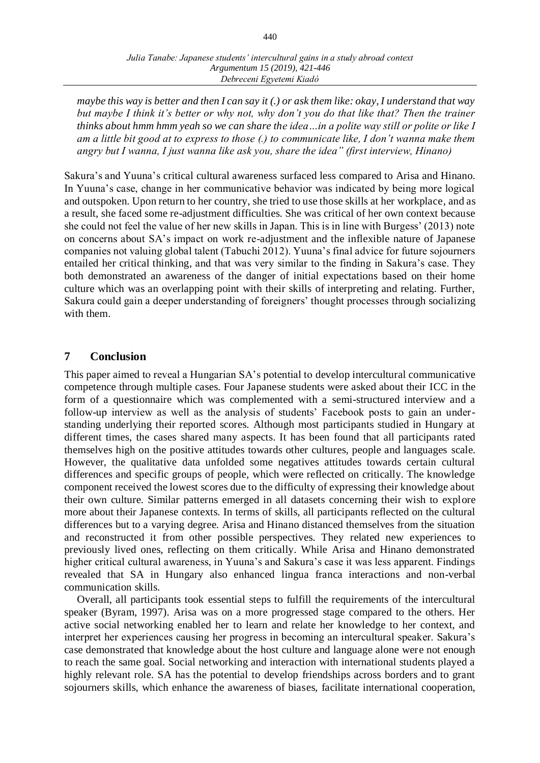*maybe this way is better and then I can say it (.) or ask them like: okay, I understand that way but maybe I think it's better or why not, why don't you do that like that? Then the trainer thinks about hmm hmm yeah so we can share the idea…in a polite way still or polite or like I am a little bit good at to express to those (.) to communicate like, I don't wanna make them angry but I wanna, I just wanna like ask you, share the idea" (first interview, Hinano)*

Sakura's and Yuuna's critical cultural awareness surfaced less compared to Arisa and Hinano. In Yuuna's case, change in her communicative behavior was indicated by being more logical and outspoken. Upon return to her country, she tried to use those skills at her workplace, and as a result, she faced some re-adjustment difficulties. She was critical of her own context because she could not feel the value of her new skills in Japan. This is in line with Burgess' (2013) note on concerns about SA's impact on work re-adjustment and the inflexible nature of Japanese companies not valuing global talent (Tabuchi 2012). Yuuna's final advice for future sojourners entailed her critical thinking, and that was very similar to the finding in Sakura's case. They both demonstrated an awareness of the danger of initial expectations based on their home culture which was an overlapping point with their skills of interpreting and relating. Further, Sakura could gain a deeper understanding of foreigners' thought processes through socializing with them.

## 7 Conclusion

This paper aimed to reveal a Hungarian SA's potential to develop intercultural communicative competence through multiple cases. Four Japanese students were asked about their ICC in the form of a questionnaire which was complemented with a semi-structured interview and a follow-up interview as well as the analysis of students' Facebook posts to gain an understanding underlying their reported scores. Although most participants studied in Hungary at different times, the cases shared many aspects. It has been found that all participants rated themselves high on the positive attitudes towards other cultures, people and languages scale. However, the qualitative data unfolded some negatives attitudes towards certain cultural differences and specific groups of people, which were reflected on critically. The knowledge component received the lowest scores due to the difficulty of expressing their knowledge about their own culture. Similar patterns emerged in all datasets concerning their wish to explore more about their Japanese contexts. In terms of skills, all participants reflected on the cultural differences but to a varying degree. Arisa and Hinano distanced themselves from the situation and reconstructed it from other possible perspectives. They related new experiences to previously lived ones, reflecting on them critically. While Arisa and Hinano demonstrated higher critical cultural awareness, in Yuuna's and Sakura's case it was less apparent. Findings revealed that SA in Hungary also enhanced lingua franca interactions and non-verbal communication skills.

Overall, all participants took essential steps to fulfill the requirements of the intercultural speaker (Byram, 1997). Arisa was on a more progressed stage compared to the others. Her active social networking enabled her to learn and relate her knowledge to her context, and interpret her experiences causing her progress in becoming an intercultural speaker. Sakura's case demonstrated that knowledge about the host culture and language alone were not enough to reach the same goal. Social networking and interaction with international students played a highly relevant role. SA has the potential to develop friendships across borders and to grant sojourners skills, which enhance the awareness of biases, facilitate international cooperation,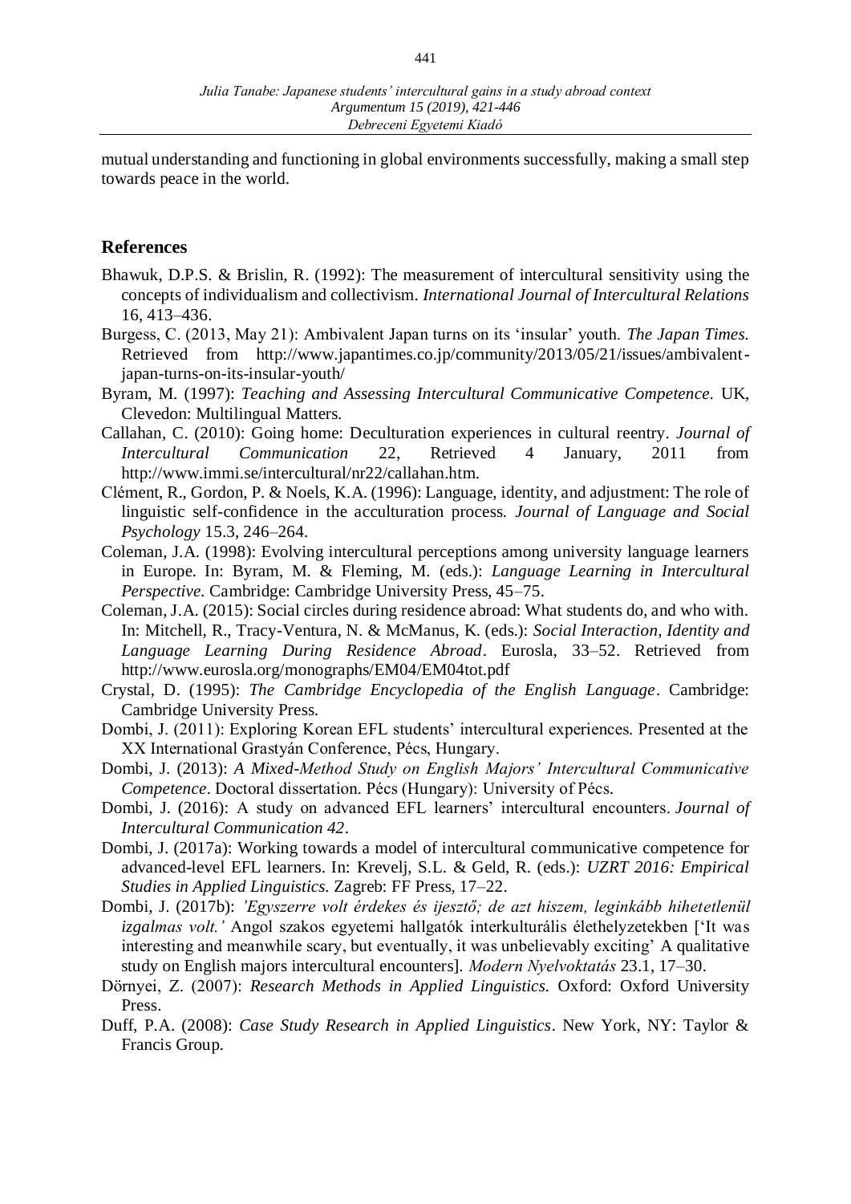mutual understanding and functioning in global environments successfully, making a small step towards peace in the world.

## References

Bhawuk, D.P.S. & Brislin, R. (1992): The measurement of intercultural sensitivity using the concepts of individualism and collectivism. *International Journal of Intercultural Relations* 16, 413–436.

Burgess, C. (2013, May 21): Ambivalent Japan turns on its 'insular' youth. *The Japan Times.* Retrieved from http://www.japantimes.co.jp/community/2013/05/21/issues/ambivalent-japan-turns-on-its-insular-youth/

Byram, M. (1997): *Teaching and Assessing Intercultural Communicative Competence.* UK, Clevedon: Multilingual Matters.

Callahan, C. (2010): Going home: Deculturation experiences in cultural reentry. *Journal of Intercultural Communication* 22, Retrieved 4 January, 2011 from http://www.immi.se/intercultural/nr22/callahan.htm.

Clément, R., Gordon, P. & Noels, K.A. (1996): Language, identity, and adjustment: The role of linguistic self-confidence in the acculturation process. *Journal of Language and Social Psychology* 15.3, 246–264.

Coleman, J.A. (1998): Evolving intercultural perceptions among university language learners in Europe. In: Byram, M. & Fleming, M. (eds.): *Language Learning in Intercultural Perspective.* Cambridge: Cambridge University Press, 45–75.

Coleman, J.A. (2015): Social circles during residence abroad: What students do, and who with. In: Mitchell, R., Tracy-Ventura, N. & McManus, K. (eds.): *Social Interaction, Identity and Language Learning During Residence Abroad*. Eurosla, 33–52. Retrieved from http://www.eurosla.org/monographs/EM04/EM04tot.pdf

Crystal, D. (1995): *The Cambridge Encyclopedia of the English Language*. Cambridge: Cambridge University Press.

Dombi, J. (2011): Exploring Korean EFL students' intercultural experiences. Presented at the XX International Grastyán Conference, Pécs, Hungary.

Dombi, J. (2013): *A Mixed-Method Study on English Majors' Intercultural Communicative Competence*. Doctoral dissertation. Pécs (Hungary): University of Pécs.

Dombi, J. (2016): A study on advanced EFL learners' intercultural encounters. *Journal of Intercultural Communication 42*.

Dombi, J. (2017a): Working towards a model of intercultural communicative competence for advanced-level EFL learners. In: Krevelj, S.L. & Geld, R. (eds.): *UZRT 2016: Empirical Studies in Applied Linguistics.* Zagreb: FF Press, 17–22.

Dombi, J. (2017b): *'Egyszerre volt érdekes és ijesztő; de azt hiszem, leginkább hihetetlenül izgalmas volt.'* Angol szakos egyetemi hallgatók interkulturális élethelyzetekben ['It was interesting and meanwhile scary, but eventually, it was unbelievably exciting' A qualitative study on English majors intercultural encounters]. *Modern Nyelvoktatás* 23.1, 17–30.

Dörnyei, Z. (2007): *Research Methods in Applied Linguistics.* Oxford: Oxford University Press.

Duff, P.A. (2008): *Case Study Research in Applied Linguistics*. New York, NY: Taylor & Francis Group.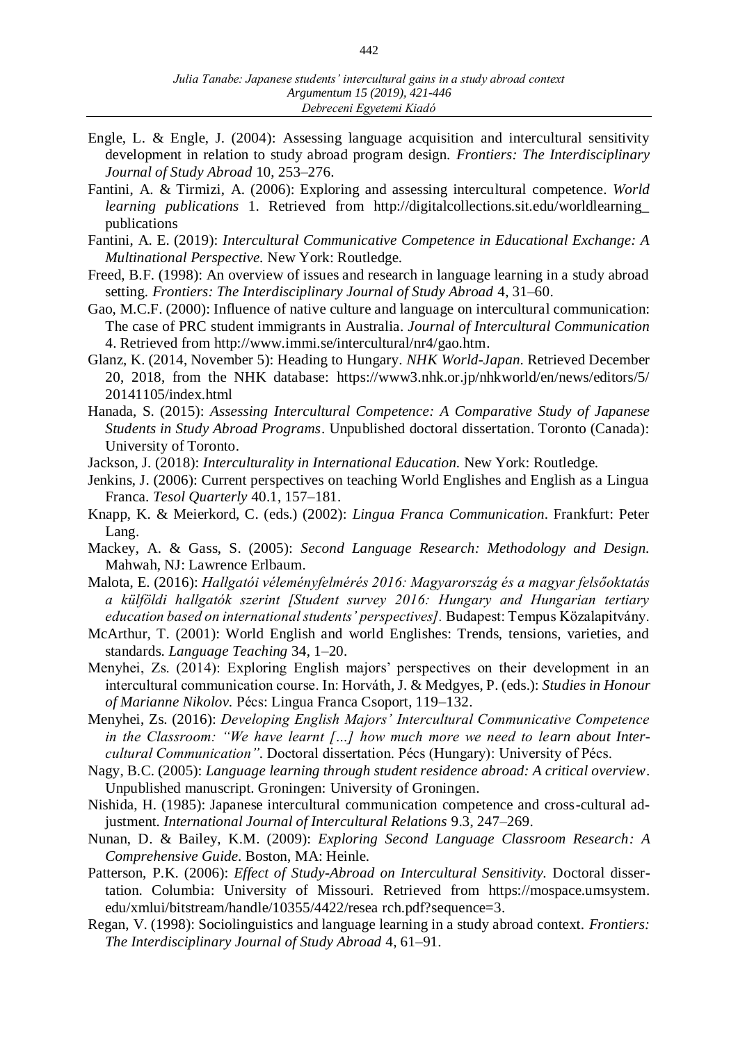Engle, L. & Engle, J. (2004): Assessing language acquisition and intercultural sensitivity development in relation to study abroad program design. *Frontiers: The Interdisciplinary Journal of Study Abroad* 10, 253–276.

Fantini, A. & Tirmizi, A. (2006): Exploring and assessing intercultural competence. *World learning publications* 1. Retrieved from http://digitalcollections.sit.edu/worldlearning_publications

Fantini, A. E. (2019): *Intercultural Communicative Competence in Educational Exchange: A Multinational Perspective.* New York: Routledge.

Freed, B.F. (1998): An overview of issues and research in language learning in a study abroad setting. *Frontiers: The Interdisciplinary Journal of Study Abroad* 4, 31–60.

Gao, M.C.F. (2000): Influence of native culture and language on intercultural communication: The case of PRC student immigrants in Australia. *Journal of Intercultural Communication* 4. Retrieved from http://www.immi.se/intercultural/nr4/gao.htm.

Glanz, K. (2014, November 5): Heading to Hungary. *NHK World-Japan*. Retrieved December 20, 2018, from the NHK database: https://www3.nhk.or.jp/nhkworld/en/news/editors/5/20141105/index.html

Hanada, S. (2015): *Assessing Intercultural Competence: A Comparative Study of Japanese Students in Study Abroad Programs*. Unpublished doctoral dissertation. Toronto (Canada): University of Toronto.

Jackson, J. (2018): *Interculturality in International Education.* New York: Routledge.

Jenkins, J. (2006): Current perspectives on teaching World Englishes and English as a Lingua Franca. *Tesol Quarterly* 40.1, 157–181.

Knapp, K. & Meierkord, C. (eds.) (2002): *Lingua Franca Communication*. Frankfurt: Peter Lang.

Mackey, A. & Gass, S. (2005): *Second Language Research: Methodology and Design.* Mahwah, NJ: Lawrence Erlbaum.

Malota, E. (2016): *Hallgatói véleményfelmérés 2016: Magyarország és a magyar felsőoktatás a külföldi hallgatók szerint [Student survey 2016: Hungary and Hungarian tertiary education based on international students' perspectives].* Budapest: Tempus Közalapitvány.

McArthur, T. (2001): World English and world Englishes: Trends, tensions, varieties, and standards. *Language Teaching* 34, 1–20.

Menyhei, Zs. (2014): Exploring English majors' perspectives on their development in an intercultural communication course. In: Horváth, J. & Medgyes, P. (eds.): *Studies in Honour of Marianne Nikolov.* Pécs: Lingua Franca Csoport, 119–132.

Menyhei, Zs. (2016): *Developing English Majors' Intercultural Communicative Competence in the Classroom: "We have learnt […] how much more we need to learn about Intercultural Communication"*. Doctoral dissertation. Pécs (Hungary): University of Pécs.

Nagy, B.C. (2005): *Language learning through student residence abroad: A critical overview*. Unpublished manuscript. Groningen: University of Groningen.

Nishida, H. (1985): Japanese intercultural communication competence and cross-cultural adjustment. *International Journal of Intercultural Relations* 9.3, 247–269.

Nunan, D. & Bailey, K.M. (2009): *Exploring Second Language Classroom Research: A Comprehensive Guide*. Boston, MA: Heinle.

Patterson, P.K. (2006): *Effect of Study-Abroad on Intercultural Sensitivity.* Doctoral dissertation. Columbia: University of Missouri. Retrieved from https://mospace.umsystem.edu/xmlui/bitstream/handle/10355/4422/resea rch.pdf?sequence=3.

Regan, V. (1998): Sociolinguistics and language learning in a study abroad context. *Frontiers: The Interdisciplinary Journal of Study Abroad* 4, 61–91.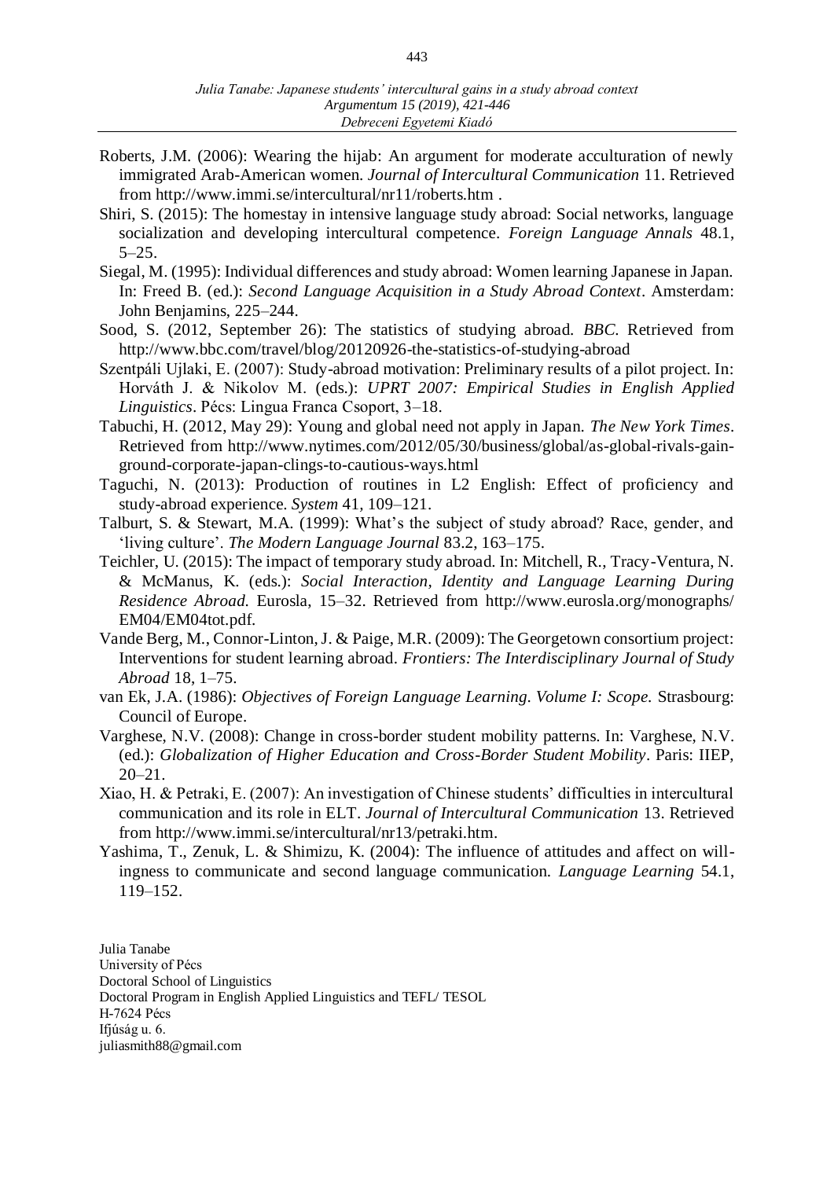Roberts, J.M. (2006): Wearing the hijab: An argument for moderate acculturation of newly immigrated Arab-American women. *Journal of Intercultural Communication* 11. Retrieved from http://www.immi.se/intercultural/nr11/roberts.htm .

Shiri, S. (2015): The homestay in intensive language study abroad: Social networks, language socialization and developing intercultural competence. *Foreign Language Annals* 48.1, 5–25.

Siegal, M. (1995): Individual differences and study abroad: Women learning Japanese in Japan. In: Freed B. (ed.): *Second Language Acquisition in a Study Abroad Context*. Amsterdam: John Benjamins, 225–244.

Sood, S. (2012, September 26): The statistics of studying abroad. *BBC*. Retrieved from http://www.bbc.com/travel/blog/20120926-the-statistics-of-studying-abroad

Szentpáli Ujlaki, E. (2007): Study-abroad motivation: Preliminary results of a pilot project. In: Horváth J. & Nikolov M. (eds.): *UPRT 2007: Empirical Studies in English Applied Linguistics*. Pécs: Lingua Franca Csoport, 3–18.

Tabuchi, H. (2012, May 29): Young and global need not apply in Japan. *The New York Times*. Retrieved from http://www.nytimes.com/2012/05/30/business/global/as-global-rivals-gain-ground-corporate-japan-clings-to-cautious-ways.html

Taguchi, N. (2013): Production of routines in L2 English: Effect of proficiency and study-abroad experience. *System* 41, 109–121.

Talburt, S. & Stewart, M.A. (1999): What's the subject of study abroad? Race, gender, and 'living culture'. *The Modern Language Journal* 83.2, 163–175.

Teichler, U. (2015): The impact of temporary study abroad. In: Mitchell, R., Tracy-Ventura, N. & McManus, K. (eds.): *Social Interaction, Identity and Language Learning During Residence Abroad.* Eurosla, 15–32. Retrieved from http://www.eurosla.org/monographs/EM04/EM04tot.pdf.

Vande Berg, M., Connor-Linton, J. & Paige, M.R. (2009): The Georgetown consortium project: Interventions for student learning abroad. *Frontiers: The Interdisciplinary Journal of Study Abroad* 18, 1–75.

van Ek, J.A. (1986): *Objectives of Foreign Language Learning. Volume I: Scope.* Strasbourg: Council of Europe.

Varghese, N.V. (2008): Change in cross-border student mobility patterns. In: Varghese, N.V. (ed.): *Globalization of Higher Education and Cross-Border Student Mobility*. Paris: IIEP, 20–21.

Xiao, H. & Petraki, E. (2007): An investigation of Chinese students' difficulties in intercultural communication and its role in ELT. *Journal of Intercultural Communication* 13. Retrieved from http://www.immi.se/intercultural/nr13/petraki.htm.

Yashima, T., Zenuk, L. & Shimizu, K. (2004): The influence of attitudes and affect on willingness to communicate and second language communication. *Language Learning* 54.1, 119–152.

Julia Tanabe
University of Pécs
Doctoral School of Linguistics
Doctoral Program in English Applied Linguistics and TEFL/ TESOL
H-7624 Pécs
Ifjúság u. 6.
juliasmith88@gmail.com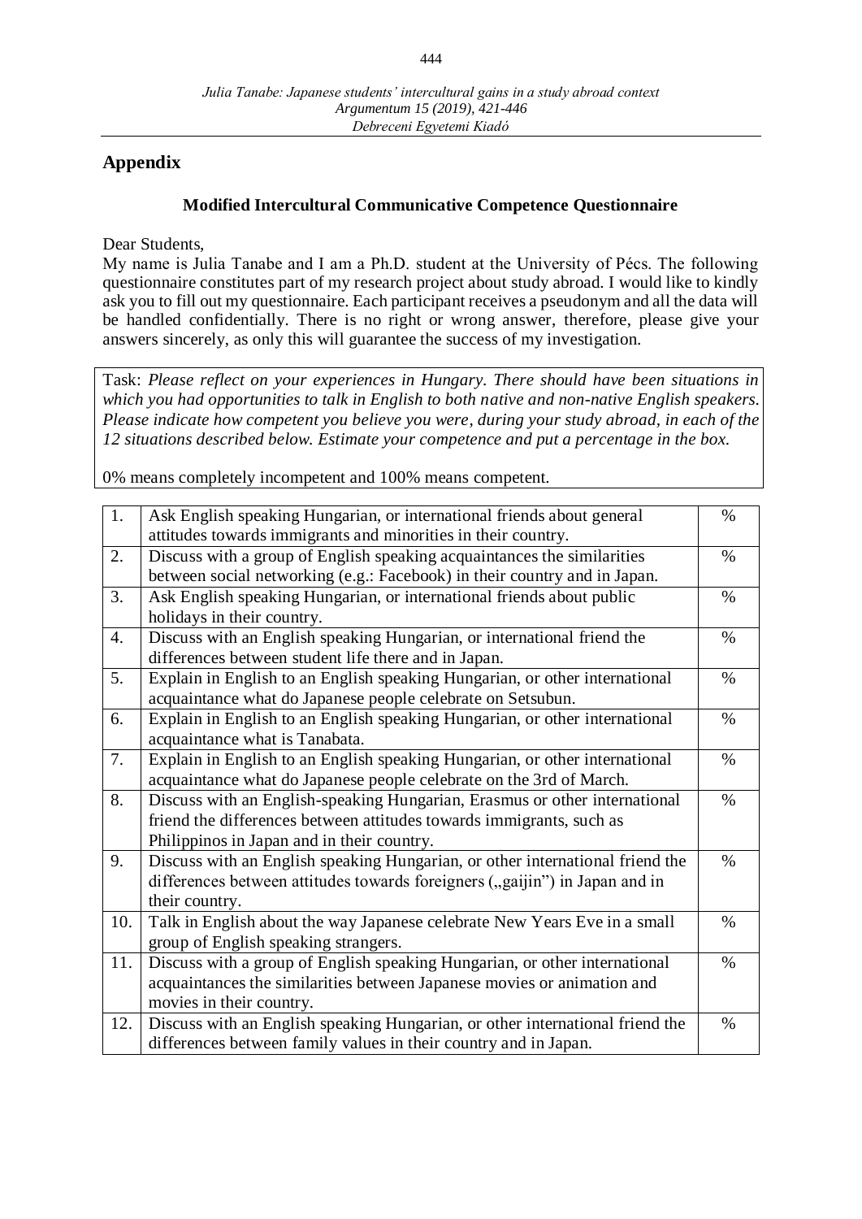## Appendix

### Modified Intercultural Communicative Competence Questionnaire

Dear Students,

My name is Julia Tanabe and I am a Ph.D. student at the University of Pécs. The following questionnaire constitutes part of my research project about study abroad. I would like to kindly ask you to fill out my questionnaire. Each participant receives a pseudonym and all the data will be handled confidentially. There is no right or wrong answer, therefore, please give your answers sincerely, as only this will guarantee the success of my investigation.

Task: *Please reflect on your experiences in Hungary. There should have been situations in which you had opportunities to talk in English to both native and non-native English speakers. Please indicate how competent you believe you were, during your study abroad, in each of the 12 situations described below. Estimate your competence and put a percentage in the box.*

0% means completely incompetent and 100% means competent.

| | | |
|---|---|---|
| 1. | Ask English speaking Hungarian, or international friends about general attitudes towards immigrants and minorities in their country. | % |
| 2. | Discuss with a group of English speaking acquaintances the similarities between social networking (e.g.: Facebook) in their country and in Japan. | % |
| 3. | Ask English speaking Hungarian, or international friends about public holidays in their country. | % |
| 4. | Discuss with an English speaking Hungarian, or international friend the differences between student life there and in Japan. | % |
| 5. | Explain in English to an English speaking Hungarian, or other international acquaintance what do Japanese people celebrate on Setsubun. | % |
| 6. | Explain in English to an English speaking Hungarian, or other international acquaintance what is Tanabata. | % |
| 7. | Explain in English to an English speaking Hungarian, or other international acquaintance what do Japanese people celebrate on the 3rd of March. | % |
| 8. | Discuss with an English-speaking Hungarian, Erasmus or other international friend the differences between attitudes towards immigrants, such as Philippinos in Japan and in their country. | % |
| 9. | Discuss with an English speaking Hungarian, or other international friend the differences between attitudes towards foreigners („gaijin") in Japan and in their country. | % |
| 10. | Talk in English about the way Japanese celebrate New Years Eve in a small group of English speaking strangers. | % |
| 11. | Discuss with a group of English speaking Hungarian, or other international acquaintances the similarities between Japanese movies or animation and movies in their country. | % |
| 12. | Discuss with an English speaking Hungarian, or other international friend the differences between family values in their country and in Japan. | % |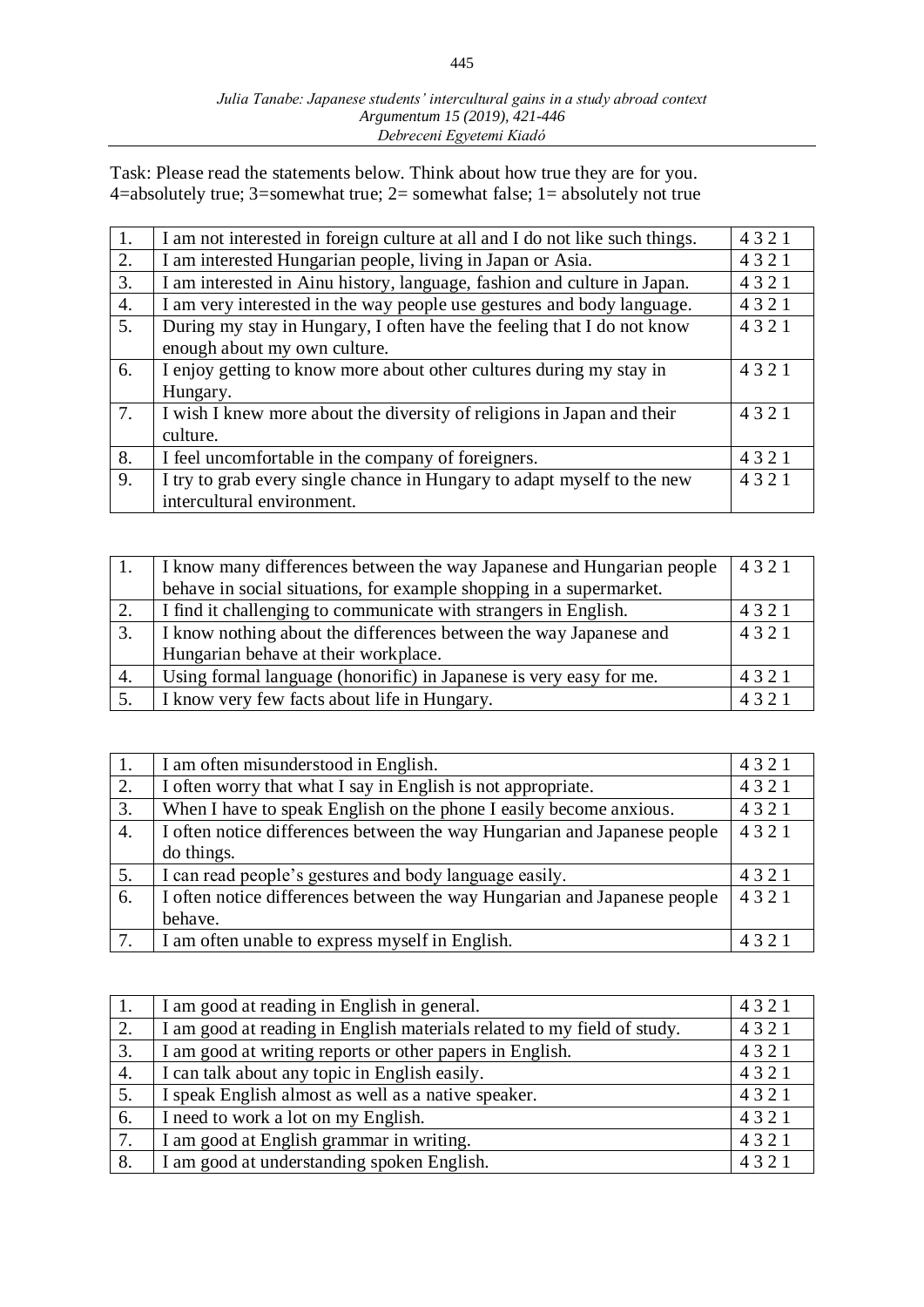Task: Please read the statements below. Think about how true they are for you.
4=absolutely true; 3=somewhat true; 2= somewhat false; 1= absolutely not true

| | | |
|---|---|---|
| 1. | I am not interested in foreign culture at all and I do not like such things. | 4 3 2 1 |
| 2. | I am interested Hungarian people, living in Japan or Asia. | 4 3 2 1 |
| 3. | I am interested in Ainu history, language, fashion and culture in Japan. | 4 3 2 1 |
| 4. | I am very interested in the way people use gestures and body language. | 4 3 2 1 |
| 5. | During my stay in Hungary, I often have the feeling that I do not know enough about my own culture. | 4 3 2 1 |
| 6. | I enjoy getting to know more about other cultures during my stay in Hungary. | 4 3 2 1 |
| 7. | I wish I knew more about the diversity of religions in Japan and their culture. | 4 3 2 1 |
| 8. | I feel uncomfortable in the company of foreigners. | 4 3 2 1 |
| 9. | I try to grab every single chance in Hungary to adapt myself to the new intercultural environment. | 4 3 2 1 |

| | | |
|---|---|---|
| 1. | I know many differences between the way Japanese and Hungarian people behave in social situations, for example shopping in a supermarket. | 4 3 2 1 |
| 2. | I find it challenging to communicate with strangers in English. | 4 3 2 1 |
| 3. | I know nothing about the differences between the way Japanese and Hungarian behave at their workplace. | 4 3 2 1 |
| 4. | Using formal language (honorific) in Japanese is very easy for me. | 4 3 2 1 |
| 5. | I know very few facts about life in Hungary. | 4 3 2 1 |

| | | |
|---|---|---|
| 1. | I am often misunderstood in English. | 4 3 2 1 |
| 2. | I often worry that what I say in English is not appropriate. | 4 3 2 1 |
| 3. | When I have to speak English on the phone I easily become anxious. | 4 3 2 1 |
| 4. | I often notice differences between the way Hungarian and Japanese people do things. | 4 3 2 1 |
| 5. | I can read people's gestures and body language easily. | 4 3 2 1 |
| 6. | I often notice differences between the way Hungarian and Japanese people behave. | 4 3 2 1 |
| 7. | I am often unable to express myself in English. | 4 3 2 1 |

| | | |
|---|---|---|
| 1. | I am good at reading in English in general. | 4 3 2 1 |
| 2. | I am good at reading in English materials related to my field of study. | 4 3 2 1 |
| 3. | I am good at writing reports or other papers in English. | 4 3 2 1 |
| 4. | I can talk about any topic in English easily. | 4 3 2 1 |
| 5. | I speak English almost as well as a native speaker. | 4 3 2 1 |
| 6. | I need to work a lot on my English. | 4 3 2 1 |
| 7. | I am good at English grammar in writing. | 4 3 2 1 |
| 8. | I am good at understanding spoken English. | 4 3 2 1 |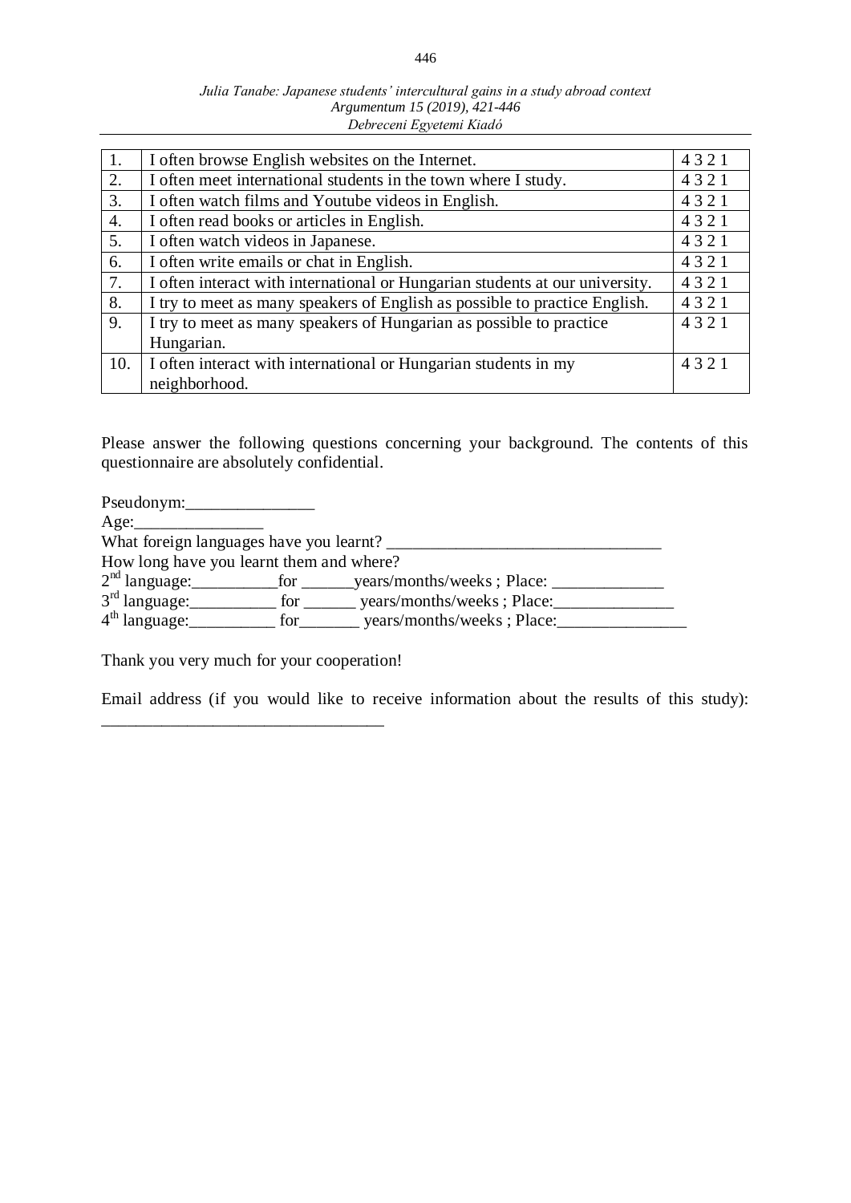| | | |
|---|---|---|
| 1. | I often browse English websites on the Internet. | 4 3 2 1 |
| 2. | I often meet international students in the town where I study. | 4 3 2 1 |
| 3. | I often watch films and Youtube videos in English. | 4 3 2 1 |
| 4. | I often read books or articles in English. | 4 3 2 1 |
| 5. | I often watch videos in Japanese. | 4 3 2 1 |
| 6. | I often write emails or chat in English. | 4 3 2 1 |
| 7. | I often interact with international or Hungarian students at our university. | 4 3 2 1 |
| 8. | I try to meet as many speakers of English as possible to practice English. | 4 3 2 1 |
| 9. | I try to meet as many speakers of Hungarian as possible to practice Hungarian. | 4 3 2 1 |
| 10. | I often interact with international or Hungarian students in my neighborhood. | 4 3 2 1 |

Please answer the following questions concerning your background. The contents of this questionnaire are absolutely confidential.

Pseudonym:_______________

Age:_______________

What foreign languages have you learnt? ________________________________

How long have you learnt them and where?

2nd language:__________for ______years/months/weeks ; Place: _____________

3rd language:__________ for ______ years/months/weeks ; Place:______________

4th language:__________ for_______ years/months/weeks ; Place:_______________

Thank you very much for your cooperation!

Email address (if you would like to receive information about the results of this study): ________________________________